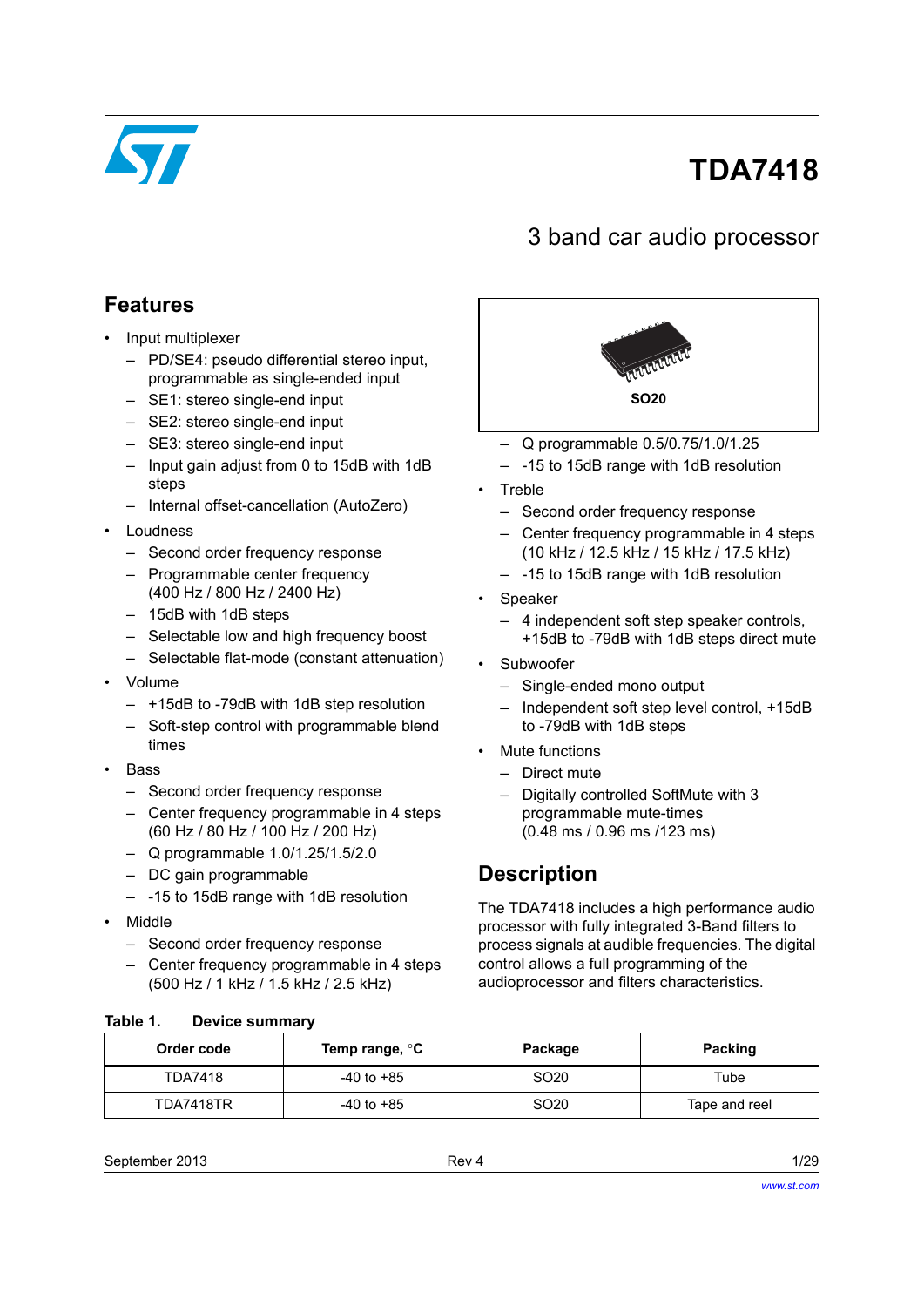# TDA7418

## 3 band car audio processor

## Features

- Input multiplexer
  - PD/SE4: pseudo differential stereo input, programmable as single-ended input
  - SE1: stereo single-end input
  - SE2: stereo single-end input
  - SE3: stereo single-end input
  - Input gain adjust from 0 to 15dB with 1dB steps
  - Internal offset-cancellation (AutoZero)
- Loudness
  - Second order frequency response
  - Programmable center frequency (400 Hz / 800 Hz / 2400 Hz)
  - 15dB with 1dB steps
  - Selectable low and high frequency boost
  - Selectable flat-mode (constant attenuation)
- Volume
  - +15dB to -79dB with 1dB step resolution
  - Soft-step control with programmable blend times
- Bass
  - Second order frequency response
  - Center frequency programmable in 4 steps (60 Hz / 80 Hz / 100 Hz / 200 Hz)
  - Q programmable 1.0/1.25/1.5/2.0
  - DC gain programmable
  - -15 to 15dB range with 1dB resolution
- Middle
  - Second order frequency response
  - Center frequency programmable in 4 steps (500 Hz / 1 kHz / 1.5 kHz / 2.5 kHz)
  - Q programmable 0.5/0.75/1.0/1.25
  - -15 to 15dB range with 1dB resolution
- Treble
  - Second order frequency response
  - Center frequency programmable in 4 steps (10 kHz / 12.5 kHz / 15 kHz / 17.5 kHz)
  - -15 to 15dB range with 1dB resolution
- Speaker
  - 4 independent soft step speaker controls, +15dB to -79dB with 1dB steps direct mute
- Subwoofer
  - Single-ended mono output
  - Independent soft step level control, +15dB to -79dB with 1dB steps
- Mute functions
  - Direct mute
  - Digitally controlled SoftMute with 3 programmable mute-times (0.48 ms / 0.96 ms /123 ms)

SO20

## Description

The TDA7418 includes a high performance audio processor with fully integrated 3-Band filters to process signals at audible frequencies. The digital control allows a full programming of the audioprocessor and filters characteristics.

**Table 1. Device summary**

| Order code | Temp range, °C | Package | Packing |
|---|---|---|---|
| TDA7418 | -40 to +85 | SO20 | Tube |
| TDA7418TR | -40 to +85 | SO20 | Tape and reel |

September 2013 Rev 4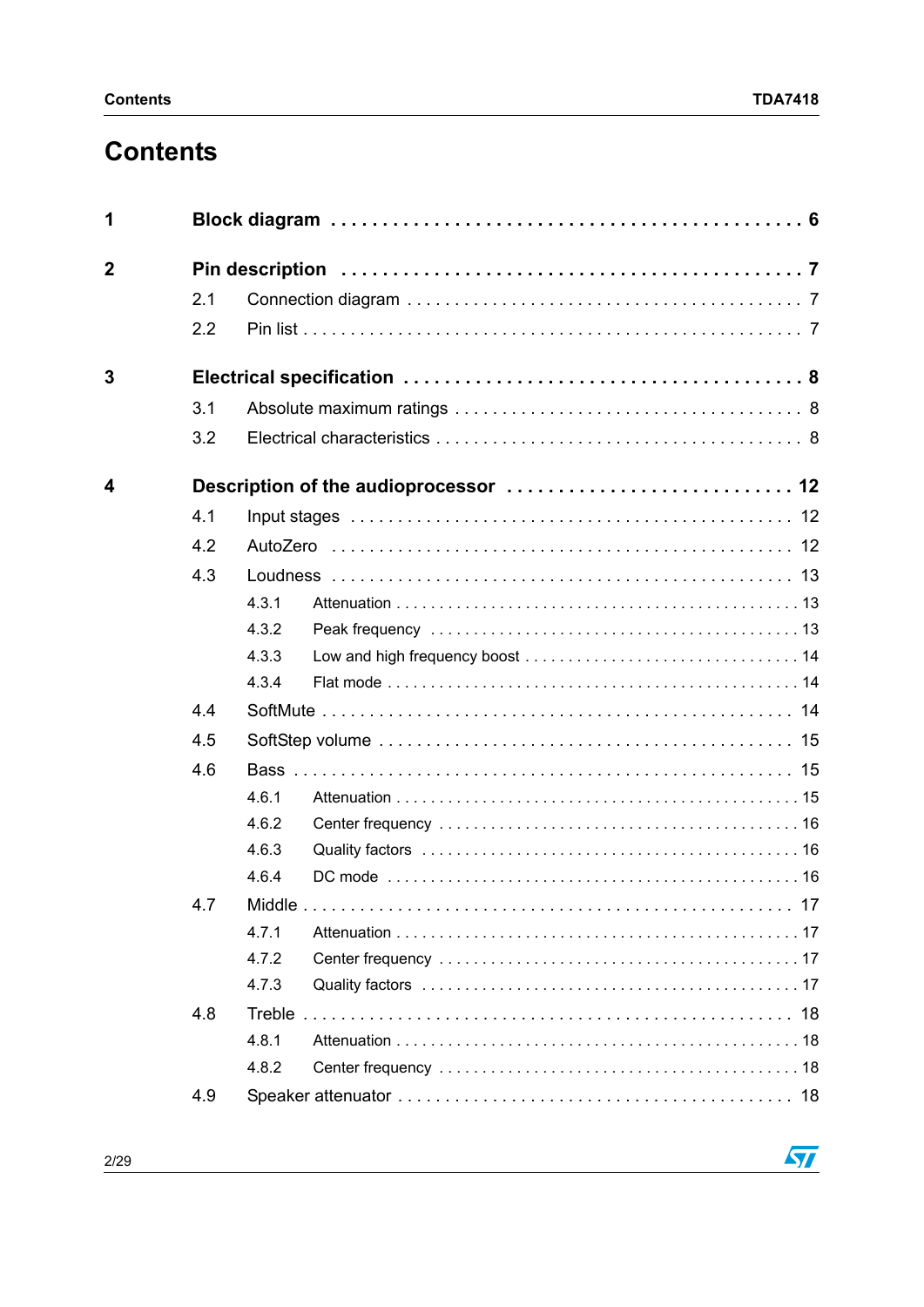# Contents

| | | |
|---|---|---|
| **1** | **Block diagram** | **6** |
| **2** | **Pin description** | **7** |
| | 2.1 Connection diagram | 7 |
| | 2.2 Pin list | 7 |
| **3** | **Electrical specification** | **8** |
| | 3.1 Absolute maximum ratings | 8 |
| | 3.2 Electrical characteristics | 8 |
| **4** | **Description of the audioprocessor** | **12** |
| | 4.1 Input stages | 12 |
| | 4.2 AutoZero | 12 |
| | 4.3 Loudness | 13 |
| | 4.3.1 Attenuation | 13 |
| | 4.3.2 Peak frequency | 13 |
| | 4.3.3 Low and high frequency boost | 14 |
| | 4.3.4 Flat mode | 14 |
| | 4.4 SoftMute | 14 |
| | 4.5 SoftStep volume | 15 |
| | 4.6 Bass | 15 |
| | 4.6.1 Attenuation | 15 |
| | 4.6.2 Center frequency | 16 |
| | 4.6.3 Quality factors | 16 |
| | 4.6.4 DC mode | 16 |
| | 4.7 Middle | 17 |
| | 4.7.1 Attenuation | 17 |
| | 4.7.2 Center frequency | 17 |
| | 4.7.3 Quality factors | 17 |
| | 4.8 Treble | 18 |
| | 4.8.1 Attenuation | 18 |
| | 4.8.2 Center frequency | 18 |
| | 4.9 Speaker attenuator | 18 |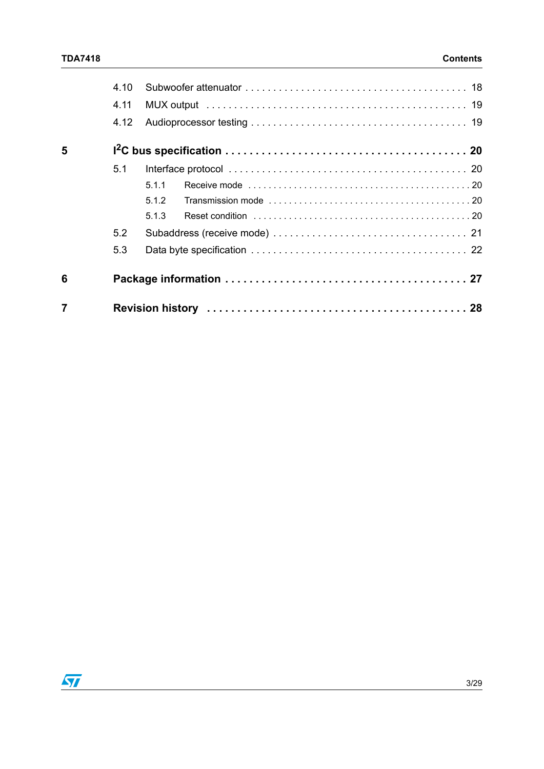4.10 Subwoofer attenuator . . . . . . . . . . . . . . . . . . . . . . . . . . . . . . . . . . . . . . . 18

4.11 MUX output . . . . . . . . . . . . . . . . . . . . . . . . . . . . . . . . . . . . . . . . . . . . . 19

4.12 Audioprocessor testing . . . . . . . . . . . . . . . . . . . . . . . . . . . . . . . . . . . . . 19

**5 I²C bus specification . . . . . . . . . . . . . . . . . . . . . . . . . . . . . . . . . . . . . . 20**

5.1 Interface protocol . . . . . . . . . . . . . . . . . . . . . . . . . . . . . . . . . . . . . . . . . 20

5.1.1 Receive mode . . . . . . . . . . . . . . . . . . . . . . . . . . . . . . . . . . . . . . . . . 20

5.1.2 Transmission mode . . . . . . . . . . . . . . . . . . . . . . . . . . . . . . . . . . . . . 20

5.1.3 Reset condition . . . . . . . . . . . . . . . . . . . . . . . . . . . . . . . . . . . . . . . . 20

5.2 Subaddress (receive mode) . . . . . . . . . . . . . . . . . . . . . . . . . . . . . . . . . 21

5.3 Data byte specification . . . . . . . . . . . . . . . . . . . . . . . . . . . . . . . . . . . . 22

**6 Package information . . . . . . . . . . . . . . . . . . . . . . . . . . . . . . . . . . . . . . 27**

**7 Revision history . . . . . . . . . . . . . . . . . . . . . . . . . . . . . . . . . . . . . . . . . 28**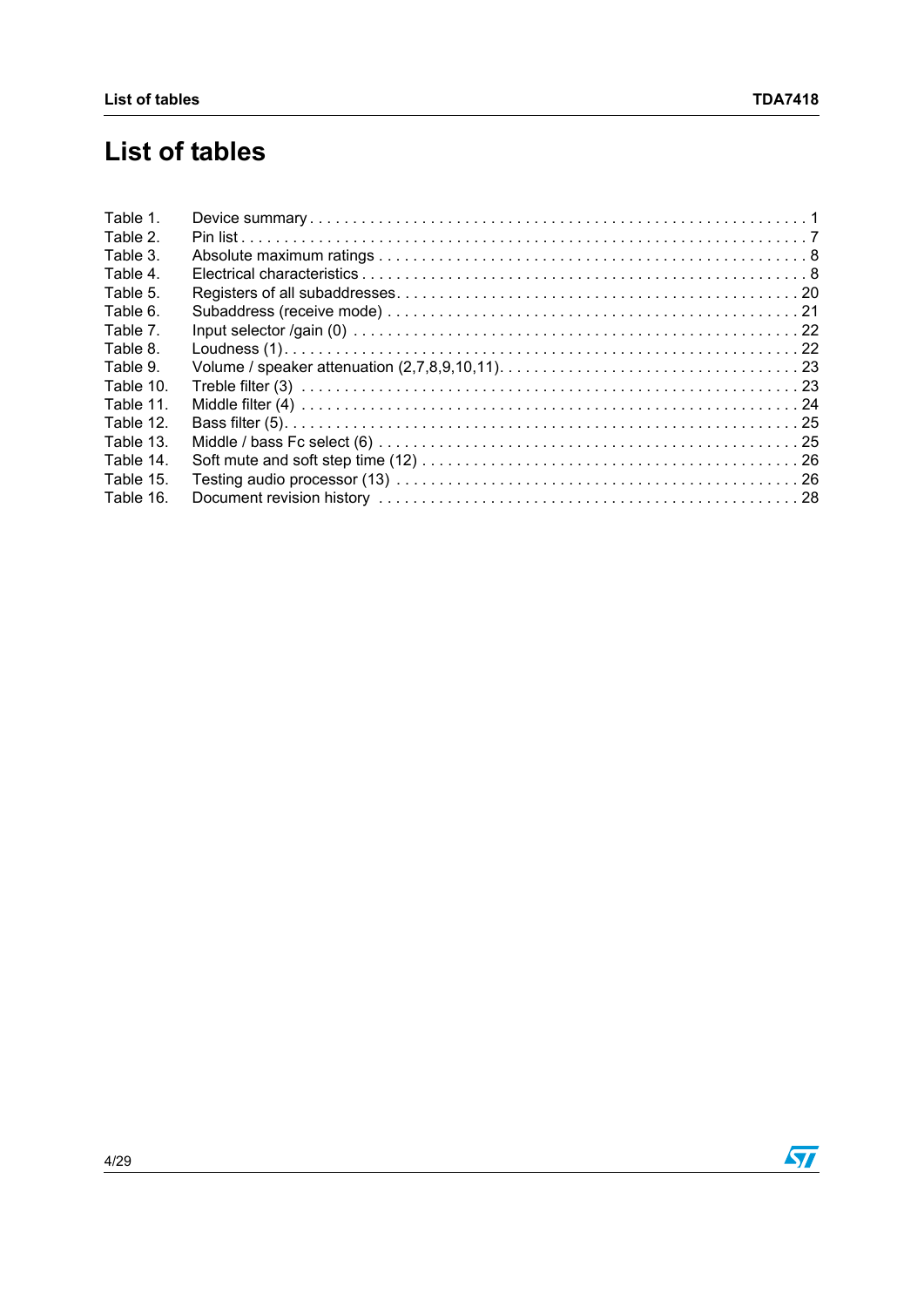# List of tables

Table 1. Device summary . . . . . . . . . . . . . . . . . . . . . . . . . . . . . . . . . . . . . . . . . . . . . . . . . . . . . . . . . . 1
Table 2. Pin list . . . . . . . . . . . . . . . . . . . . . . . . . . . . . . . . . . . . . . . . . . . . . . . . . . . . . . . . . . . . . . . 7
Table 3. Absolute maximum ratings . . . . . . . . . . . . . . . . . . . . . . . . . . . . . . . . . . . . . . . . . . . . . . . . . 8
Table 4. Electrical characteristics . . . . . . . . . . . . . . . . . . . . . . . . . . . . . . . . . . . . . . . . . . . . . . . . . . . 8
Table 5. Registers of all subaddresses. . . . . . . . . . . . . . . . . . . . . . . . . . . . . . . . . . . . . . . . . . . . . . . 20
Table 6. Subaddress (receive mode) . . . . . . . . . . . . . . . . . . . . . . . . . . . . . . . . . . . . . . . . . . . . . . . . 21
Table 7. Input selector /gain (0) . . . . . . . . . . . . . . . . . . . . . . . . . . . . . . . . . . . . . . . . . . . . . . . . . . . 22
Table 8. Loudness (1). . . . . . . . . . . . . . . . . . . . . . . . . . . . . . . . . . . . . . . . . . . . . . . . . . . . . . . . . . . 22
Table 9. Volume / speaker attenuation (2,7,8,9,10,11). . . . . . . . . . . . . . . . . . . . . . . . . . . . . . . . . . . 23
Table 10. Treble filter (3) . . . . . . . . . . . . . . . . . . . . . . . . . . . . . . . . . . . . . . . . . . . . . . . . . . . . . . . . . 23
Table 11. Middle filter (4) . . . . . . . . . . . . . . . . . . . . . . . . . . . . . . . . . . . . . . . . . . . . . . . . . . . . . . . . . 24
Table 12. Bass filter (5). . . . . . . . . . . . . . . . . . . . . . . . . . . . . . . . . . . . . . . . . . . . . . . . . . . . . . . . . . . 25
Table 13. Middle / bass Fc select (6) . . . . . . . . . . . . . . . . . . . . . . . . . . . . . . . . . . . . . . . . . . . . . . . . . 25
Table 14. Soft mute and soft step time (12) . . . . . . . . . . . . . . . . . . . . . . . . . . . . . . . . . . . . . . . . . . . . 26
Table 15. Testing audio processor (13) . . . . . . . . . . . . . . . . . . . . . . . . . . . . . . . . . . . . . . . . . . . . . . . 26
Table 16. Document revision history . . . . . . . . . . . . . . . . . . . . . . . . . . . . . . . . . . . . . . . . . . . . . . . . 28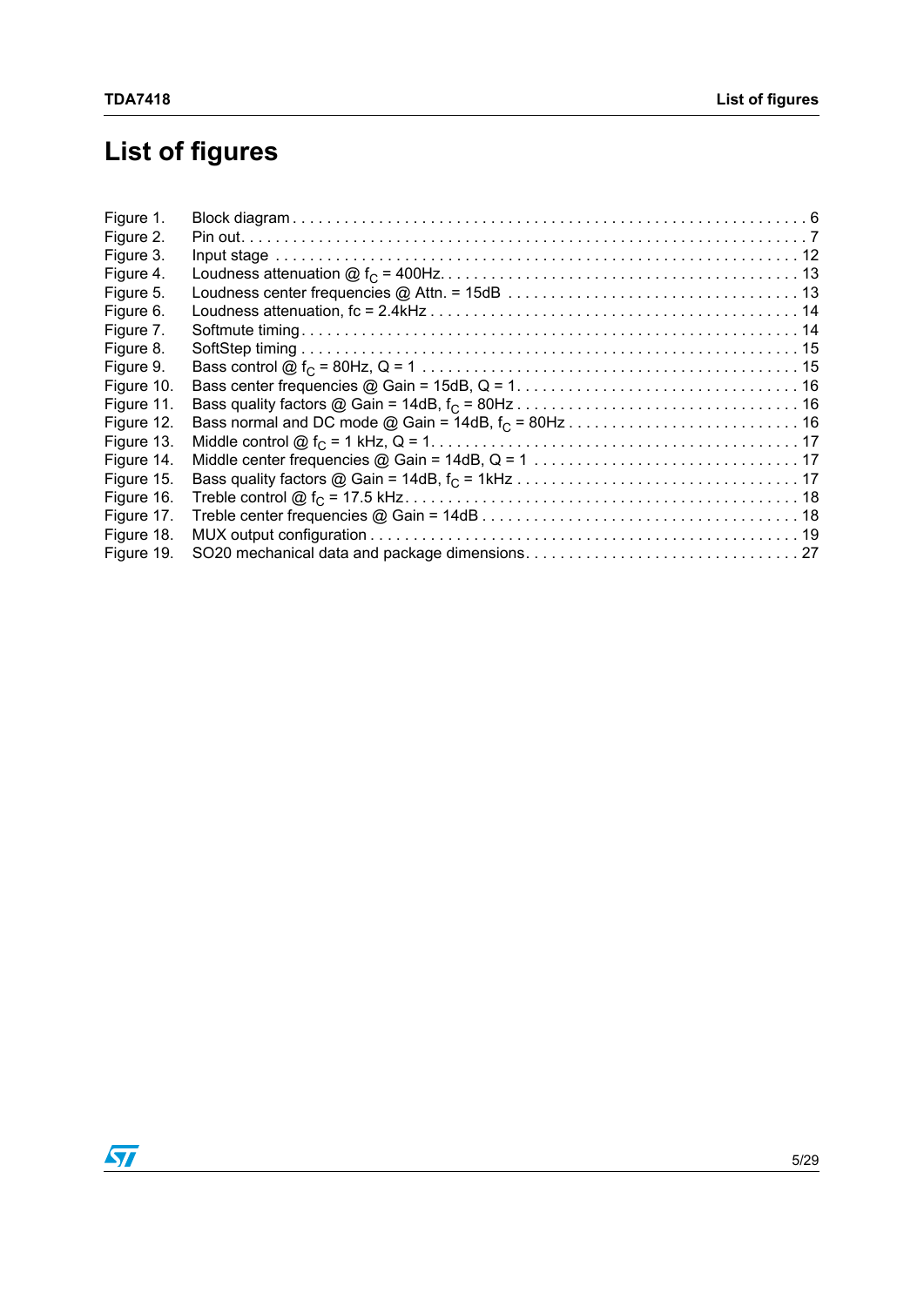# List of figures

| | | |
|---|---|---|
| Figure 1. | Block diagram | 6 |
| Figure 2. | Pin out | 7 |
| Figure 3. | Input stage | 12 |
| Figure 4. | Loudness attenuation @ $f_C$ = 400Hz | 13 |
| Figure 5. | Loudness center frequencies @ Attn. = 15dB | 13 |
| Figure 6. | Loudness attenuation, fc = 2.4kHz | 14 |
| Figure 7. | Softmute timing | 14 |
| Figure 8. | SoftStep timing | 15 |
| Figure 9. | Bass control @ $f_C$ = 80Hz, Q = 1 | 15 |
| Figure 10. | Bass center frequencies @ Gain = 15dB, Q = 1 | 16 |
| Figure 11. | Bass quality factors @ Gain = 14dB, $f_C$ = 80Hz | 16 |
| Figure 12. | Bass normal and DC mode @ Gain = 14dB, $f_C$ = 80Hz | 16 |
| Figure 13. | Middle control @ $f_C$ = 1 kHz, Q = 1 | 17 |
| Figure 14. | Middle center frequencies @ Gain = 14dB, Q = 1 | 17 |
| Figure 15. | Bass quality factors @ Gain = 14dB, $f_C$ = 1kHz | 17 |
| Figure 16. | Treble control @ $f_C$ = 17.5 kHz | 18 |
| Figure 17. | Treble center frequencies @ Gain = 14dB | 18 |
| Figure 18. | MUX output configuration | 19 |
| Figure 19. | SO20 mechanical data and package dimensions | 27 |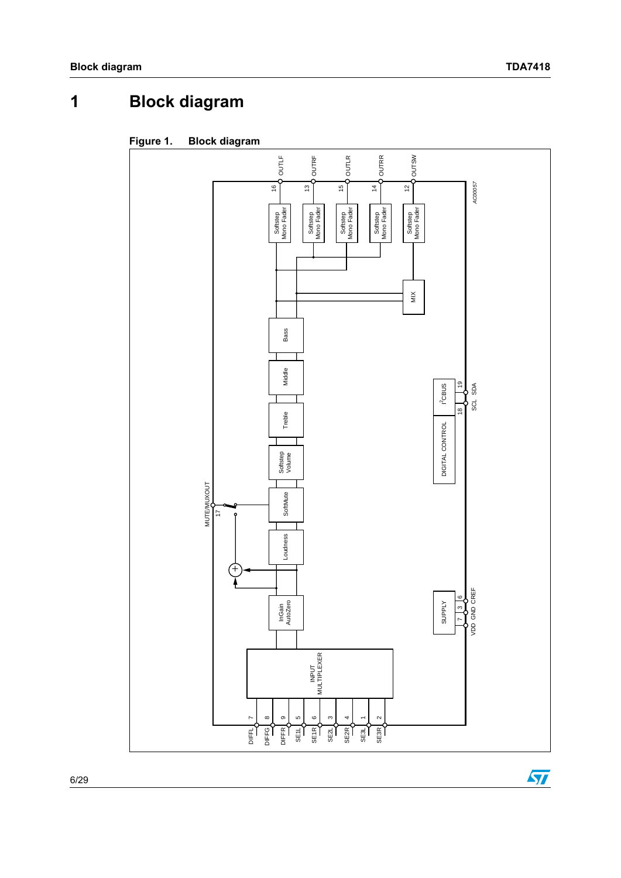# 1 Block diagram

Figure 1. Block diagram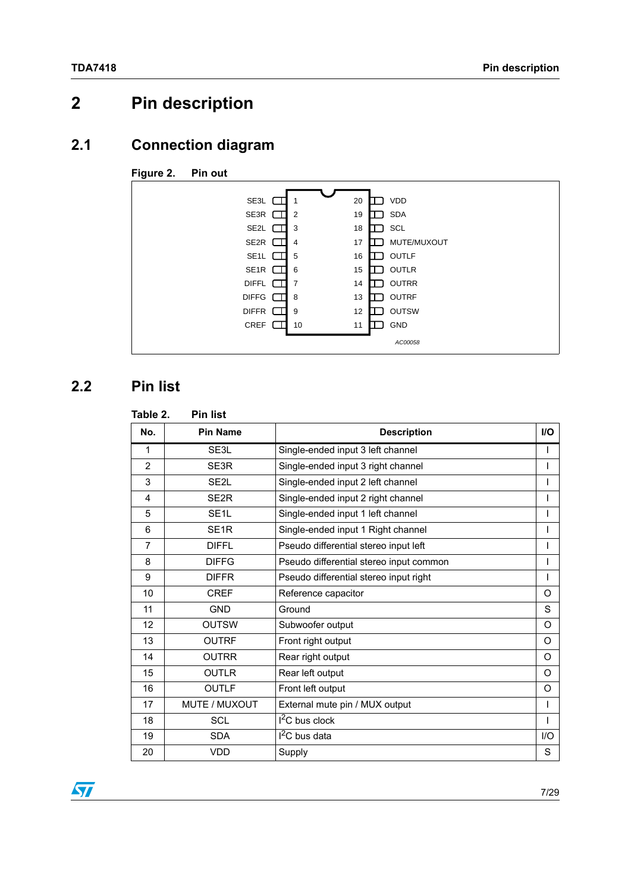# 2 Pin description

## 2.1 Connection diagram

**Figure 2. Pin out**

| Pin name | No. | No. | Pin name |
|---|---|---|---|
| SE3L | 1 | 20 | VDD |
| SE3R | 2 | 19 | SDA |
| SE2L | 3 | 18 | SCL |
| SE2R | 4 | 17 | MUTE/MUXOUT |
| SE1L | 5 | 16 | OUTLF |
| SE1R | 6 | 15 | OUTLR |
| DIFFL | 7 | 14 | OUTRR |
| DIFFG | 8 | 13 | OUTRF |
| DIFFR | 9 | 12 | OUTSW |
| CREF | 10 | 11 | GND |

AC00058

## 2.2 Pin list

**Table 2. Pin list**

| No. | Pin Name | Description | I/O |
|---|---|---|---|
| 1 | SE3L | Single-ended input 3 left channel | I |
| 2 | SE3R | Single-ended input 3 right channel | I |
| 3 | SE2L | Single-ended input 2 left channel | I |
| 4 | SE2R | Single-ended input 2 right channel | I |
| 5 | SE1L | Single-ended input 1 left channel | I |
| 6 | SE1R | Single-ended input 1 Right channel | I |
| 7 | DIFFL | Pseudo differential stereo input left | I |
| 8 | DIFFG | Pseudo differential stereo input common | I |
| 9 | DIFFR | Pseudo differential stereo input right | I |
| 10 | CREF | Reference capacitor | O |
| 11 | GND | Ground | S |
| 12 | OUTSW | Subwoofer output | O |
| 13 | OUTRF | Front right output | O |
| 14 | OUTRR | Rear right output | O |
| 15 | OUTLR | Rear left output | O |
| 16 | OUTLF | Front left output | O |
| 17 | MUTE / MUXOUT | External mute pin / MUX output | I |
| 18 | SCL | $I^2C$ bus clock | I |
| 19 | SDA | $I^2C$ bus data | I/O |
| 20 | VDD | Supply | S |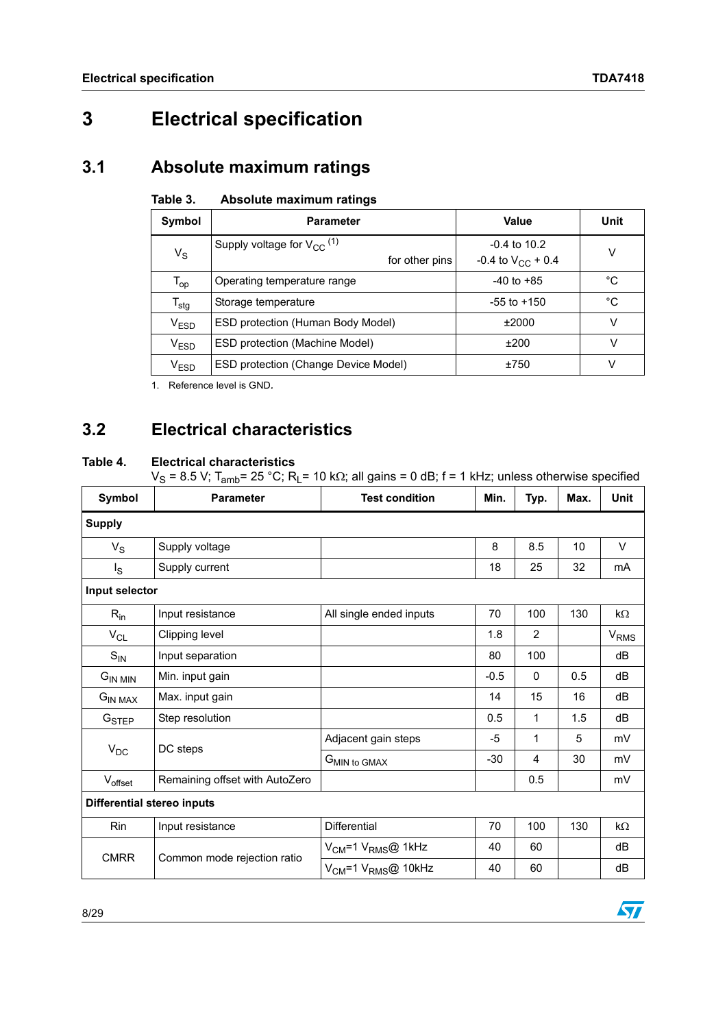# 3 Electrical specification

## 3.1 Absolute maximum ratings

Table 3. Absolute maximum ratings

| Symbol | Parameter | Value | Unit |
|---|---|---|---|
| $V_S$ | Supply voltage for $V_{CC}$ [1] <br> for other pins | -0.4 to 10.2 <br> -0.4 to $V_{CC}$ + 0.4 | V |
| $T_{op}$ | Operating temperature range | -40 to +85 | °C |
| $T_{stg}$ | Storage temperature | -55 to +150 | °C |
| $V_{ESD}$ | ESD protection (Human Body Model) | ±2000 | V |
| $V_{ESD}$ | ESD protection (Machine Model) | ±200 | V |
| $V_{ESD}$ | ESD protection (Change Device Model) | ±750 | V |

1. Reference level is GND.

## 3.2 Electrical characteristics

Table 4. Electrical characteristics
$V_S$ = 8.5 V; $T_{amb}$= 25 °C; $R_L$= 10 kΩ; all gains = 0 dB; f = 1 kHz; unless otherwise specified

| Symbol | Parameter | Test condition | Min. | Typ. | Max. | Unit |
|---|---|---|---|---|---|---|
| **Supply** | | | | | | |
| $V_S$ | Supply voltage | | 8 | 8.5 | 10 | V |
| $I_S$ | Supply current | | 18 | 25 | 32 | mA |
| **Input selector** | | | | | | |
| $R_{in}$ | Input resistance | All single ended inputs | 70 | 100 | 130 | kΩ |
| $V_{CL}$ | Clipping level | | 1.8 | 2 | | $V_{RMS}$ |
| $S_{IN}$ | Input separation | | 80 | 100 | | dB |
| $G_{IN\ MIN}$ | Min. input gain | | -0.5 | 0 | 0.5 | dB |
| $G_{IN\ MAX}$ | Max. input gain | | 14 | 15 | 16 | dB |
| $G_{STEP}$ | Step resolution | | 0.5 | 1 | 1.5 | dB |
| $V_{DC}$ | DC steps | Adjacent gain steps | -5 | 1 | 5 | mV |
| | | $G_{MIN\ to\ GMAX}$ | -30 | 4 | 30 | mV |
| $V_{offset}$ | Remaining offset with AutoZero | | | 0.5 | | mV |
| **Differential stereo inputs** | | | | | | |
| Rin | Input resistance | Differential | 70 | 100 | 130 | kΩ |
| CMRR | Common mode rejection ratio | $V_{CM}$=1 $V_{RMS}$@ 1kHz | 40 | 60 | | dB |
| | | $V_{CM}$=1 $V_{RMS}$@ 10kHz | 40 | 60 | | dB |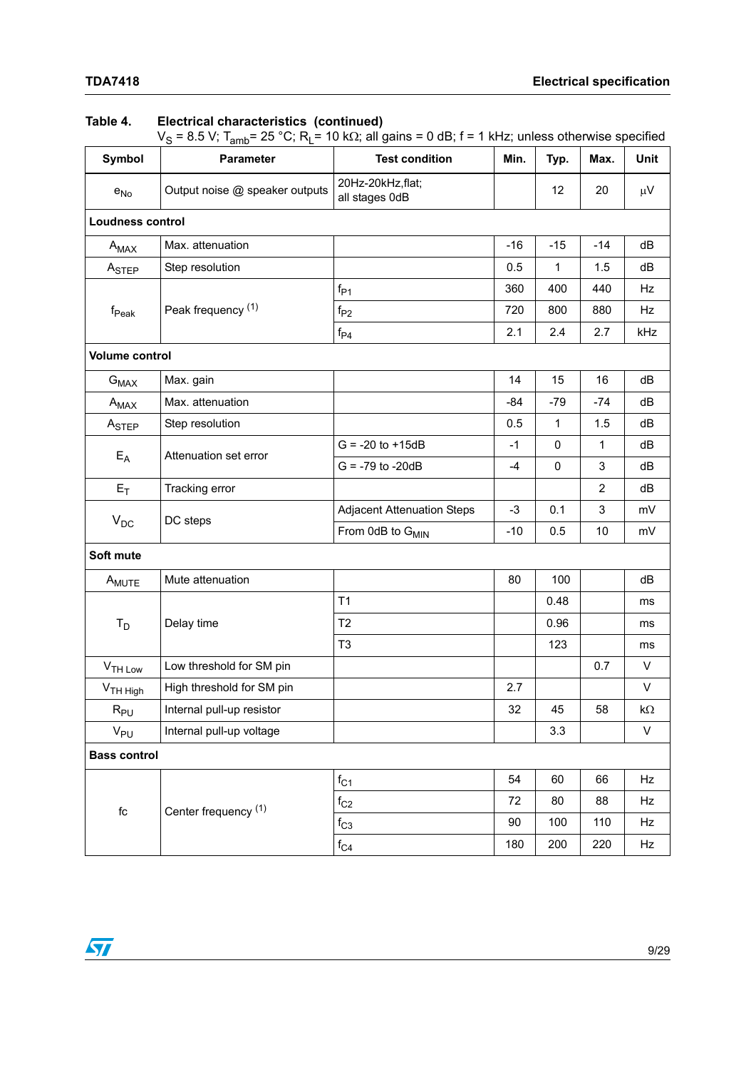**Table 4. Electrical characteristics (continued)**

$V_S$ = 8.5 V; $T_{amb}$= 25 °C; $R_L$= 10 kΩ; all gains = 0 dB; f = 1 kHz; unless otherwise specified

| Symbol | Parameter | Test condition | Min. | Typ. | Max. | Unit |
|---|---|---|---|---|---|---|
| $e_{No}$ | Output noise @ speaker outputs | 20Hz-20kHz,flat; all stages 0dB | | 12 | 20 | µV |
| **Loudness control** | | | | | | |
| $A_{MAX}$ | Max. attenuation | | -16 | -15 | -14 | dB |
| $A_{STEP}$ | Step resolution | | 0.5 | 1 | 1.5 | dB |
| $f_{Peak}$ | Peak frequency [1] | $f_{P1}$ | 360 | 400 | 440 | Hz |
| | | $f_{P2}$ | 720 | 800 | 880 | Hz |
| | | $f_{P4}$ | 2.1 | 2.4 | 2.7 | kHz |
| **Volume control** | | | | | | |
| $G_{MAX}$ | Max. gain | | 14 | 15 | 16 | dB |
| $A_{MAX}$ | Max. attenuation | | -84 | -79 | -74 | dB |
| $A_{STEP}$ | Step resolution | | 0.5 | 1 | 1.5 | dB |
| $E_A$ | Attenuation set error | G = -20 to +15dB | -1 | 0 | 1 | dB |
| | | G = -79 to -20dB | -4 | 0 | 3 | dB |
| $E_T$ | Tracking error | | | | 2 | dB |
| $V_{DC}$ | DC steps | Adjacent Attenuation Steps | -3 | 0.1 | 3 | mV |
| | | From 0dB to $G_{MIN}$ | -10 | 0.5 | 10 | mV |
| **Soft mute** | | | | | | |
| $A_{MUTE}$ | Mute attenuation | | 80 | 100 | | dB |
| $T_D$ | Delay time | T1 | | 0.48 | | ms |
| | | T2 | | 0.96 | | ms |
| | | T3 | | 123 | | ms |
| $V_{TH\ Low}$ | Low threshold for SM pin | | | | 0.7 | V |
| $V_{TH\ High}$ | High threshold for SM pin | | 2.7 | | | V |
| $R_{PU}$ | Internal pull-up resistor | | 32 | 45 | 58 | kΩ |
| $V_{PU}$ | Internal pull-up voltage | | | 3.3 | | V |
| **Bass control** | | | | | | |
| fc | Center frequency [1] | $f_{C1}$ | 54 | 60 | 66 | Hz |
| | | $f_{C2}$ | 72 | 80 | 88 | Hz |
| | | $f_{C3}$ | 90 | 100 | 110 | Hz |
| | | $f_{C4}$ | 180 | 200 | 220 | Hz |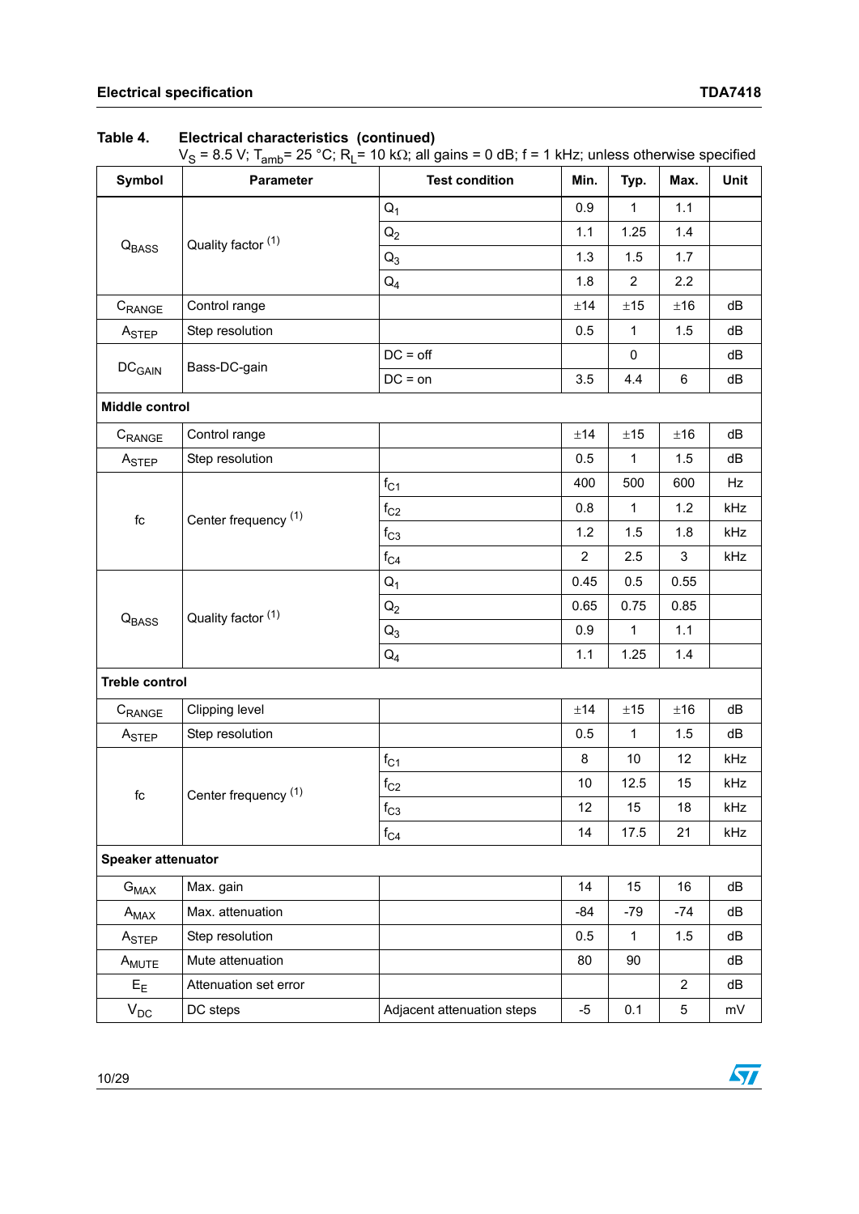**Table 4. Electrical characteristics (continued)**
$V_S$ = 8.5 V; $T_{amb}$= 25 °C; $R_L$= 10 kΩ; all gains = 0 dB; f = 1 kHz; unless otherwise specified

| Symbol | Parameter | Test condition | Min. | Typ. | Max. | Unit |
|---|---|---|---|---|---|---|
| $Q_{BASS}$ | Quality factor (1) | $Q_1$ | 0.9 | 1 | 1.1 | |
| | | $Q_2$ | 1.1 | 1.25 | 1.4 | |
| | | $Q_3$ | 1.3 | 1.5 | 1.7 | |
| | | $Q_4$ | 1.8 | 2 | 2.2 | |
| $C_{RANGE}$ | Control range | | ±14 | ±15 | ±16 | dB |
| $A_{STEP}$ | Step resolution | | 0.5 | 1 | 1.5 | dB |
| $DC_{GAIN}$ | Bass-DC-gain | DC = off | | 0 | | dB |
| | | DC = on | 3.5 | 4.4 | 6 | dB |
| **Middle control** | | | | | | |
| $C_{RANGE}$ | Control range | | ±14 | ±15 | ±16 | dB |
| $A_{STEP}$ | Step resolution | | 0.5 | 1 | 1.5 | dB |
| fc | Center frequency (1) | $f_{C1}$ | 400 | 500 | 600 | Hz |
| | | $f_{C2}$ | 0.8 | 1 | 1.2 | kHz |
| | | $f_{C3}$ | 1.2 | 1.5 | 1.8 | kHz |
| | | $f_{C4}$ | 2 | 2.5 | 3 | kHz |
| $Q_{BASS}$ | Quality factor (1) | $Q_1$ | 0.45 | 0.5 | 0.55 | |
| | | $Q_2$ | 0.65 | 0.75 | 0.85 | |
| | | $Q_3$ | 0.9 | 1 | 1.1 | |
| | | $Q_4$ | 1.1 | 1.25 | 1.4 | |
| **Treble control** | | | | | | |
| $C_{RANGE}$ | Clipping level | | ±14 | ±15 | ±16 | dB |
| $A_{STEP}$ | Step resolution | | 0.5 | 1 | 1.5 | dB |
| fc | Center frequency (1) | $f_{C1}$ | 8 | 10 | 12 | kHz |
| | | $f_{C2}$ | 10 | 12.5 | 15 | kHz |
| | | $f_{C3}$ | 12 | 15 | 18 | kHz |
| | | $f_{C4}$ | 14 | 17.5 | 21 | kHz |
| **Speaker attenuator** | | | | | | |
| $G_{MAX}$ | Max. gain | | 14 | 15 | 16 | dB |
| $A_{MAX}$ | Max. attenuation | | -84 | -79 | -74 | dB |
| $A_{STEP}$ | Step resolution | | 0.5 | 1 | 1.5 | dB |
| $A_{MUTE}$ | Mute attenuation | | 80 | 90 | | dB |
| $E_E$ | Attenuation set error | | | | 2 | dB |
| $V_{DC}$ | DC steps | Adjacent attenuation steps | -5 | 0.1 | 5 | mV |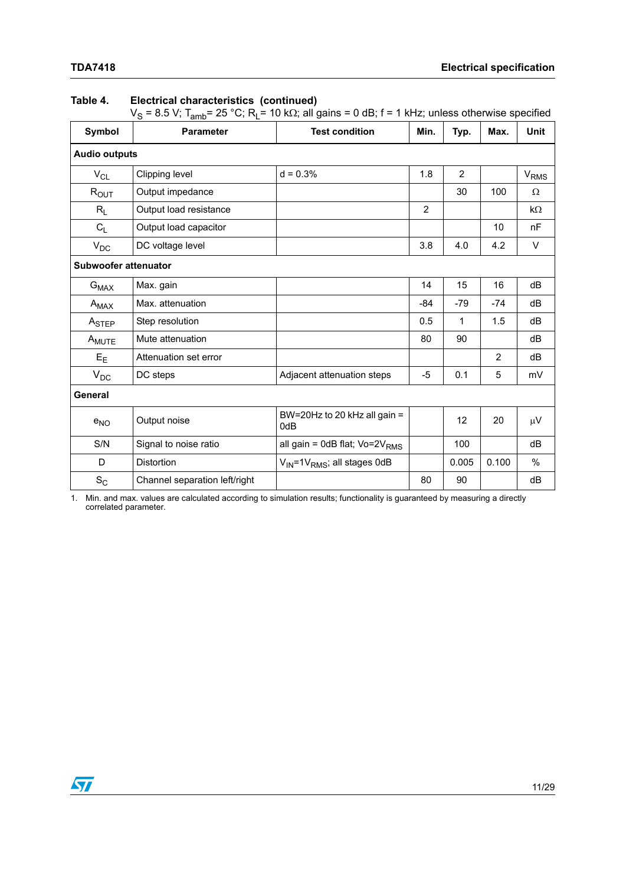**Table 4. Electrical characteristics (continued)**

$V_S$ = 8.5 V; $T_{amb}$= 25 °C; $R_L$= 10 kΩ; all gains = 0 dB; f = 1 kHz; unless otherwise specified

| Symbol | Parameter | Test condition | Min. | Typ. | Max. | Unit |
|---|---|---|---|---|---|---|
| **Audio outputs** | | | | | | |
| $V_{CL}$ | Clipping level | d = 0.3% | 1.8 | 2 | | $V_{RMS}$ |
| $R_{OUT}$ | Output impedance | | | 30 | 100 | Ω |
| $R_L$ | Output load resistance | | 2 | | | kΩ |
| $C_L$ | Output load capacitor | | | | 10 | nF |
| $V_{DC}$ | DC voltage level | | 3.8 | 4.0 | 4.2 | V |
| **Subwoofer attenuator** | | | | | | |
| $G_{MAX}$ | Max. gain | | 14 | 15 | 16 | dB |
| $A_{MAX}$ | Max. attenuation | | -84 | -79 | -74 | dB |
| $A_{STEP}$ | Step resolution | | 0.5 | 1 | 1.5 | dB |
| $A_{MUTE}$ | Mute attenuation | | 80 | 90 | | dB |
| $E_E$ | Attenuation set error | | | | 2 | dB |
| $V_{DC}$ | DC steps | Adjacent attenuation steps | -5 | 0.1 | 5 | mV |
| **General** | | | | | | |
| $e_{NO}$ | Output noise | BW=20Hz to 20 kHz all gain = 0dB | | 12 | 20 | µV |
| S/N | Signal to noise ratio | all gain = 0dB flat; Vo=2$V_{RMS}$ | | 100 | | dB |
| D | Distortion | $V_{IN}$=1$V_{RMS}$; all stages 0dB | | 0.005 | 0.100 | % |
| $S_C$ | Channel separation left/right | | 80 | 90 | | dB |

1. Min. and max. values are calculated according to simulation results; functionality is guaranteed by measuring a directly correlated parameter.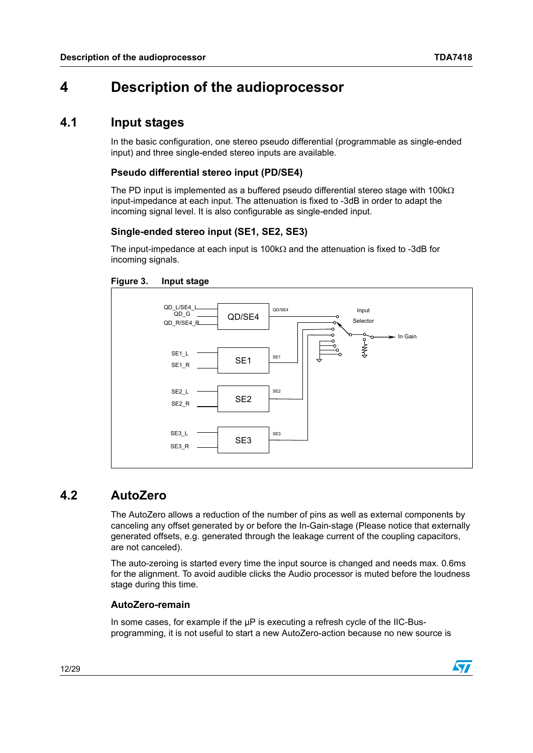# 4 Description of the audioprocessor

## 4.1 Input stages

In the basic configuration, one stereo pseudo differential (programmable as single-ended input) and three single-ended stereo inputs are available.

### Pseudo differential stereo input (PD/SE4)

The PD input is implemented as a buffered pseudo differential stereo stage with 100kΩ input-impedance at each input. The attenuation is fixed to -3dB in order to adapt the incoming signal level. It is also configurable as single-ended input.

### Single-ended stereo input (SE1, SE2, SE3)

The input-impedance at each input is 100kΩ and the attenuation is fixed to -3dB for incoming signals.

**Figure 3. Input stage**

## 4.2 AutoZero

The AutoZero allows a reduction of the number of pins as well as external components by canceling any offset generated by or before the In-Gain-stage (Please notice that externally generated offsets, e.g. generated through the leakage current of the coupling capacitors, are not canceled).

The auto-zeroing is started every time the input source is changed and needs max. 0.6ms for the alignment. To avoid audible clicks the Audio processor is muted before the loudness stage during this time.

### AutoZero-remain

In some cases, for example if the µP is executing a refresh cycle of the IIC-Bus-programming, it is not useful to start a new AutoZero-action because no new source is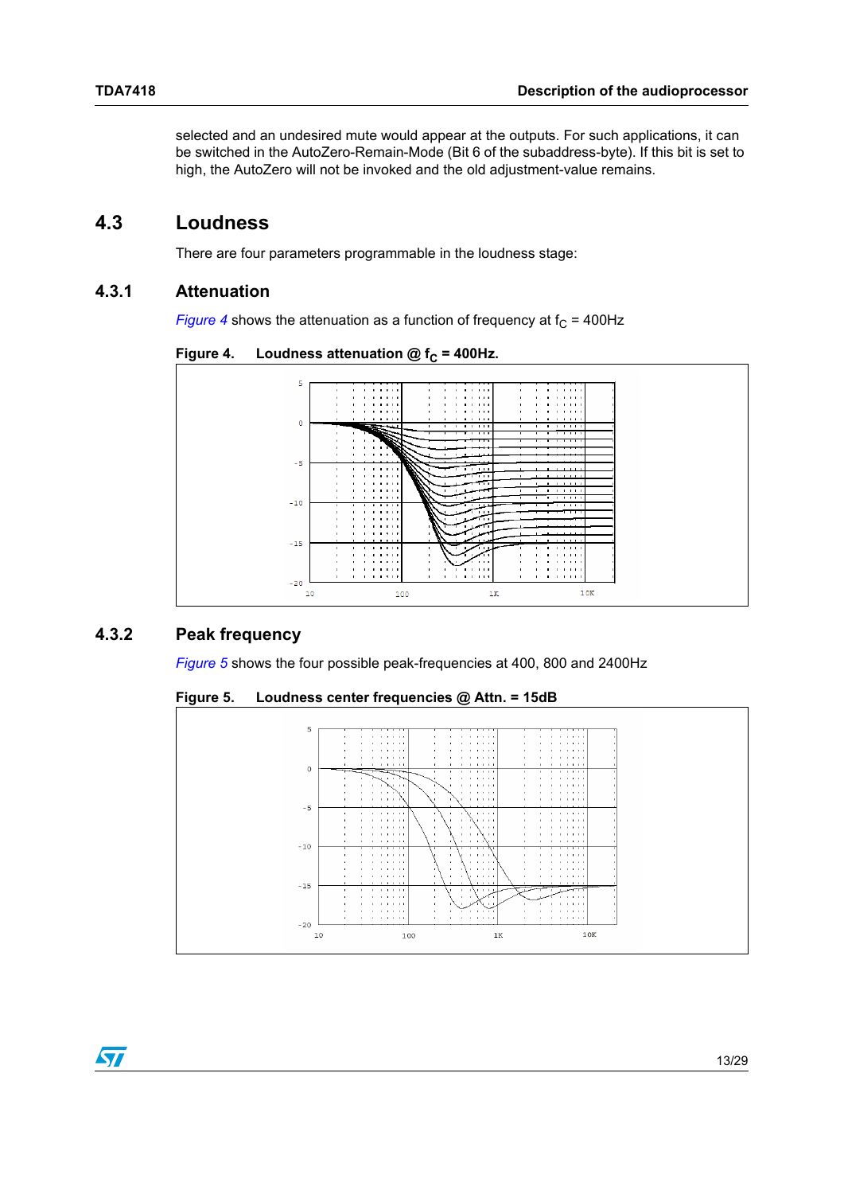selected and an undesired mute would appear at the outputs. For such applications, it can be switched in the AutoZero-Remain-Mode (Bit 6 of the subaddress-byte). If this bit is set to high, the AutoZero will not be invoked and the old adjustment-value remains.

## 4.3 Loudness

There are four parameters programmable in the loudness stage:

### 4.3.1 Attenuation

*Figure 4* shows the attenuation as a function of frequency at $f_C$ = 400Hz

**Figure 4. Loudness attenuation @ $f_C$ = 400Hz.**

### 4.3.2 Peak frequency

*Figure 5* shows the four possible peak-frequencies at 400, 800 and 2400Hz

**Figure 5. Loudness center frequencies @ Attn. = 15dB**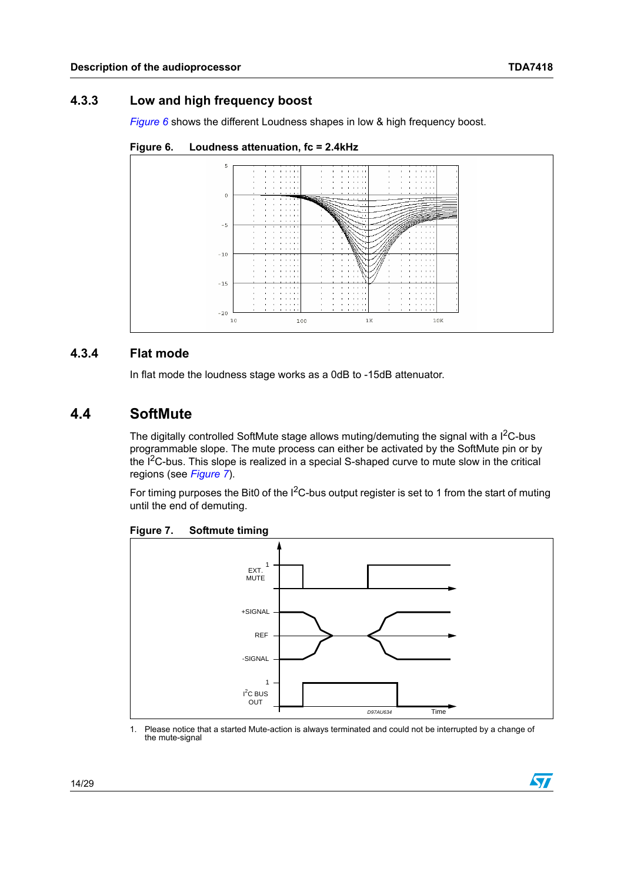### 4.3.3 Low and high frequency boost

*Figure 6* shows the different Loudness shapes in low & high frequency boost.

**Figure 6. Loudness attenuation, fc = 2.4kHz**

### 4.3.4 Flat mode

In flat mode the loudness stage works as a 0dB to -15dB attenuator.

## 4.4 SoftMute

The digitally controlled SoftMute stage allows muting/demuting the signal with a I[2]C-bus programmable slope. The mute process can either be activated by the SoftMute pin or by the I[2]C-bus. This slope is realized in a special S-shaped curve to mute slow in the critical regions (see *Figure 7*).

For timing purposes the Bit0 of the I[2]C-bus output register is set to 1 from the start of muting until the end of demuting.

**Figure 7. Softmute timing**

1. Please notice that a started Mute-action is always terminated and could not be interrupted by a change of the mute-signal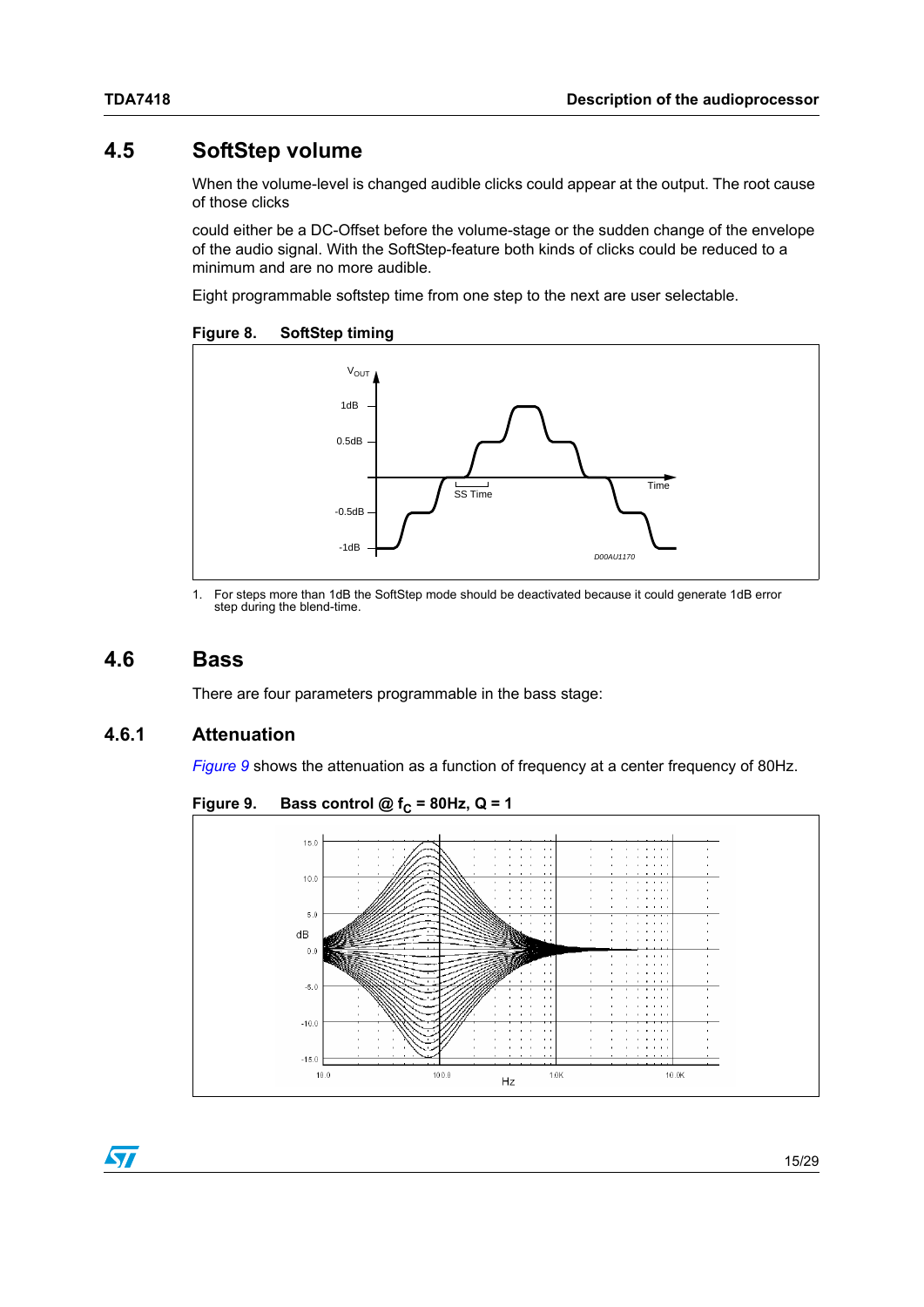## 4.5 SoftStep volume

When the volume-level is changed audible clicks could appear at the output. The root cause of those clicks

could either be a DC-Offset before the volume-stage or the sudden change of the envelope of the audio signal. With the SoftStep-feature both kinds of clicks could be reduced to a minimum and are no more audible.

Eight programmable softstep time from one step to the next are user selectable.

**Figure 8. SoftStep timing**

1. For steps more than 1dB the SoftStep mode should be deactivated because it could generate 1dB error step during the blend-time.

## 4.6 Bass

There are four parameters programmable in the bass stage:

### 4.6.1 Attenuation

*Figure 9* shows the attenuation as a function of frequency at a center frequency of 80Hz.

**Figure 9. Bass control @ $f_C$ = 80Hz, Q = 1**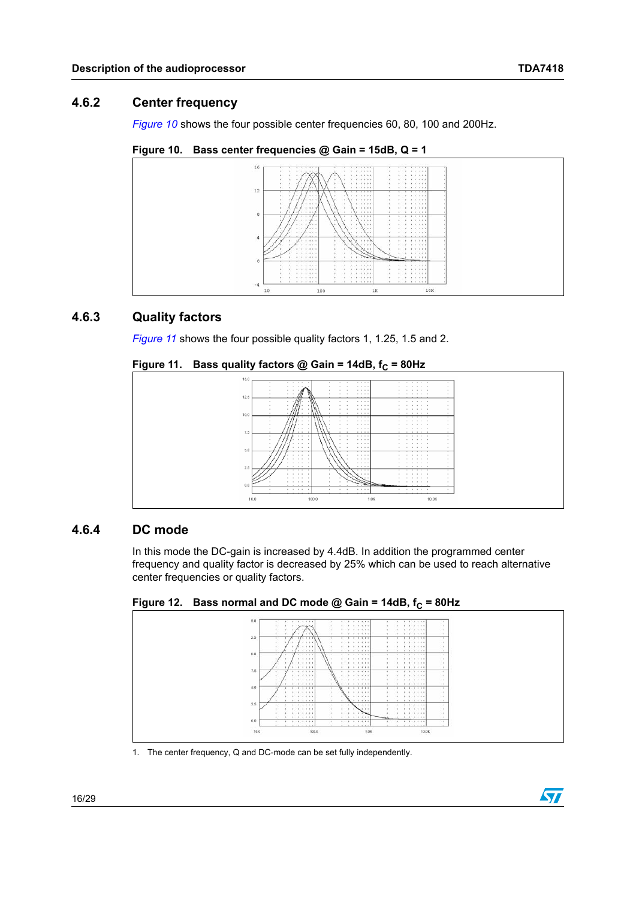### 4.6.2 Center frequency

*Figure 10* shows the four possible center frequencies 60, 80, 100 and 200Hz.

**Figure 10. Bass center frequencies @ Gain = 15dB, Q = 1**

### 4.6.3 Quality factors

*Figure 11* shows the four possible quality factors 1, 1.25, 1.5 and 2.

**Figure 11. Bass quality factors @ Gain = 14dB, $f_C$ = 80Hz**

### 4.6.4 DC mode

In this mode the DC-gain is increased by 4.4dB. In addition the programmed center frequency and quality factor is decreased by 25% which can be used to reach alternative center frequencies or quality factors.

**Figure 12. Bass normal and DC mode @ Gain = 14dB, $f_C$ = 80Hz**

1. The center frequency, Q and DC-mode can be set fully independently.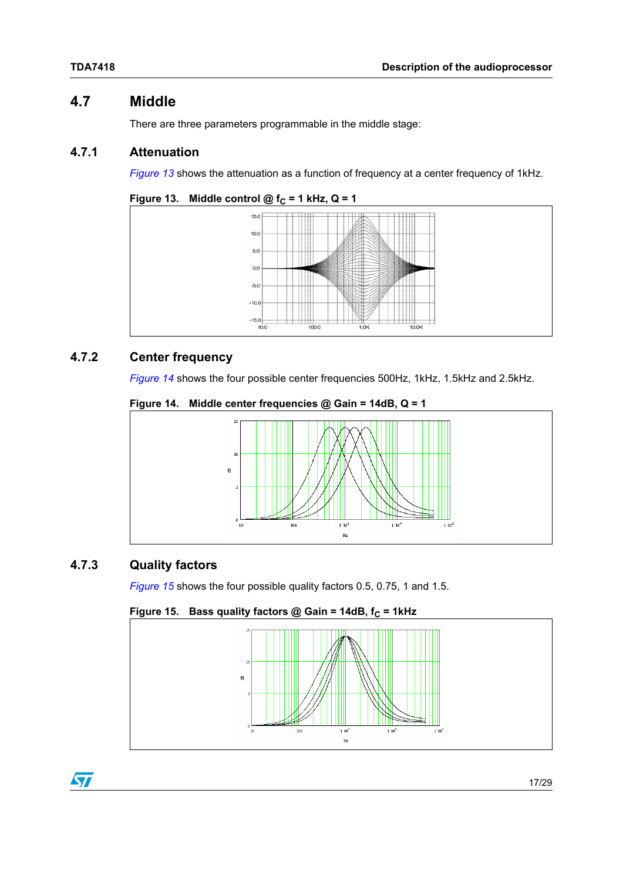## 4.7 Middle

There are three parameters programmable in the middle stage:

### 4.7.1 Attenuation

*Figure 13* shows the attenuation as a function of frequency at a center frequency of 1kHz.

**Figure 13. Middle control @ $f_C$ = 1 kHz, Q = 1**

### 4.7.2 Center frequency

*Figure 14* shows the four possible center frequencies 500Hz, 1kHz, 1.5kHz and 2.5kHz.

**Figure 14. Middle center frequencies @ Gain = 14dB, Q = 1**

### 4.7.3 Quality factors

*Figure 15* shows the four possible quality factors 0.5, 0.75, 1 and 1.5.

**Figure 15. Bass quality factors @ Gain = 14dB, $f_C$ = 1kHz**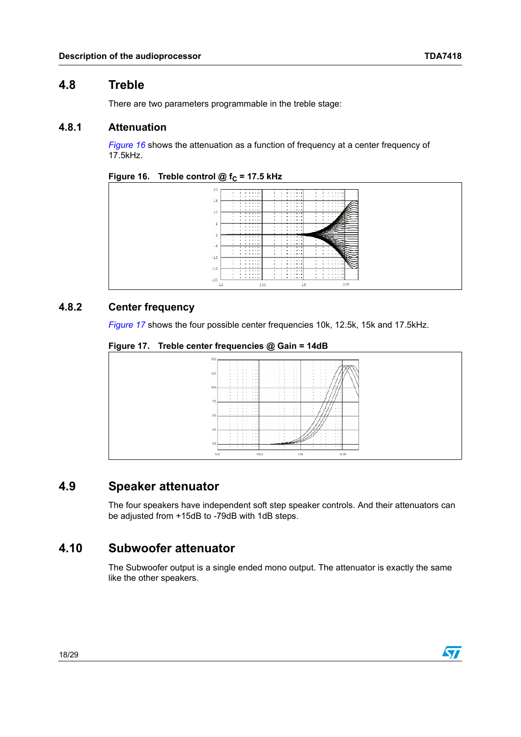## 4.8 Treble

There are two parameters programmable in the treble stage:

### 4.8.1 Attenuation

*Figure 16* shows the attenuation as a function of frequency at a center frequency of 17.5kHz.

**Figure 16. Treble control @ $f_C$ = 17.5 kHz**

### 4.8.2 Center frequency

*Figure 17* shows the four possible center frequencies 10k, 12.5k, 15k and 17.5kHz.

**Figure 17. Treble center frequencies @ Gain = 14dB**

## 4.9 Speaker attenuator

The four speakers have independent soft step speaker controls. And their attenuators can be adjusted from +15dB to -79dB with 1dB steps.

## 4.10 Subwoofer attenuator

The Subwoofer output is a single ended mono output. The attenuator is exactly the same like the other speakers.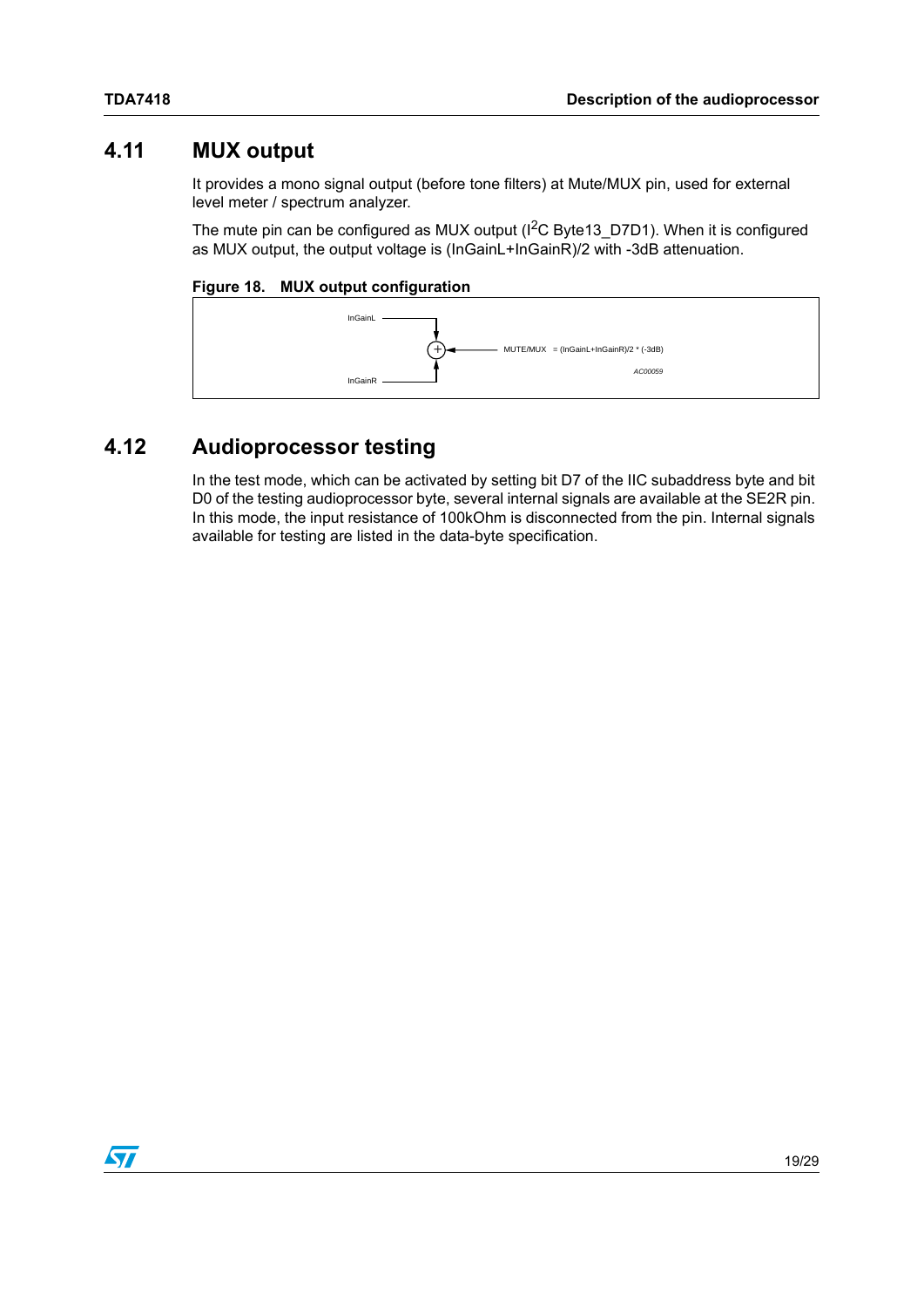## 4.11 MUX output

It provides a mono signal output (before tone filters) at Mute/MUX pin, used for external level meter / spectrum analyzer.

The mute pin can be configured as MUX output ($I^2C$ Byte13_D7D1). When it is configured as MUX output, the output voltage is (InGainL+InGainR)/2 with -3dB attenuation.

**Figure 18. MUX output configuration**

InGainL

InGainR

MUTE/MUX = (InGainL+InGainR)/2 * (-3dB)

*AC00059*

## 4.12 Audioprocessor testing

In the test mode, which can be activated by setting bit D7 of the IIC subaddress byte and bit D0 of the testing audioprocessor byte, several internal signals are available at the SE2R pin. In this mode, the input resistance of 100kOhm is disconnected from the pin. Internal signals available for testing are listed in the data-byte specification.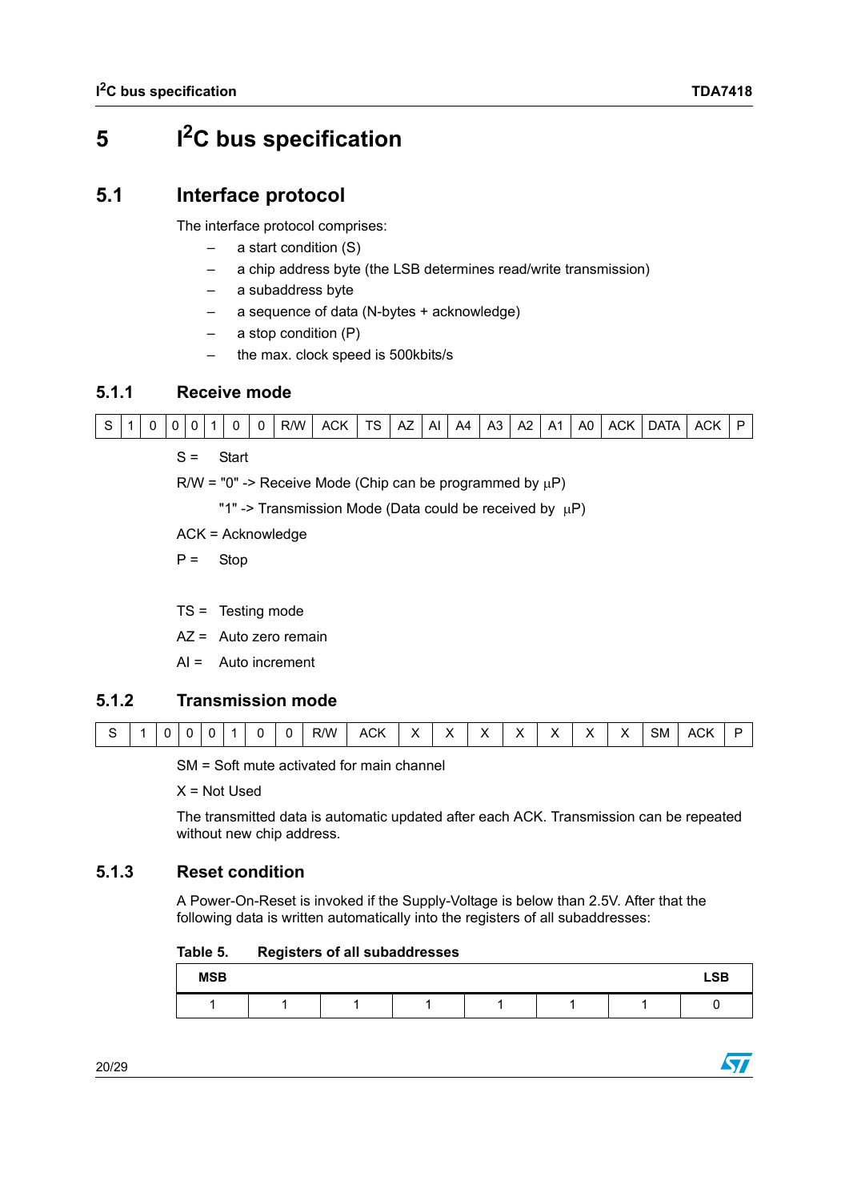# 5 I²C bus specification

## 5.1 Interface protocol

The interface protocol comprises:

- a start condition (S)
- a chip address byte (the LSB determines read/write transmission)
- a subaddress byte
- a sequence of data (N-bytes + acknowledge)
- a stop condition (P)
- the max. clock speed is 500kbits/s

### 5.1.1 Receive mode

| S | 1 | 0 | 0 | 0 | 1 | 0 | 0 | R/W | ACK | TS | AZ | AI | A4 | A3 | A2 | A1 | A0 | ACK | DATA | ACK | P |
|---|---|---|---|---|---|---|---|---|---|---|---|---|---|---|---|---|---|---|---|---|---|

S = Start

R/W = "0" -> Receive Mode (Chip can be programmed by µP)

"1" -> Transmission Mode (Data could be received by µP)

ACK = Acknowledge

P = Stop

TS = Testing mode

AZ = Auto zero remain

AI = Auto increment

### 5.1.2 Transmission mode

| S | 1 | 0 | 0 | 0 | 1 | 0 | 0 | R/W | ACK | X | X | X | X | X | X | X | SM | ACK | P |
|---|---|---|---|---|---|---|---|---|---|---|---|---|---|---|---|---|---|---|---|

SM = Soft mute activated for main channel

X = Not Used

The transmitted data is automatic updated after each ACK. Transmission can be repeated without new chip address.

### 5.1.3 Reset condition

A Power-On-Reset is invoked if the Supply-Voltage is below than 2.5V. After that the following data is written automatically into the registers of all subaddresses:

**Table 5. Registers of all subaddresses**

| MSB | | | | | | | LSB |
|---|---|---|---|---|---|---|---|
| 1 | 1 | 1 | 1 | 1 | 1 | 1 | 0 |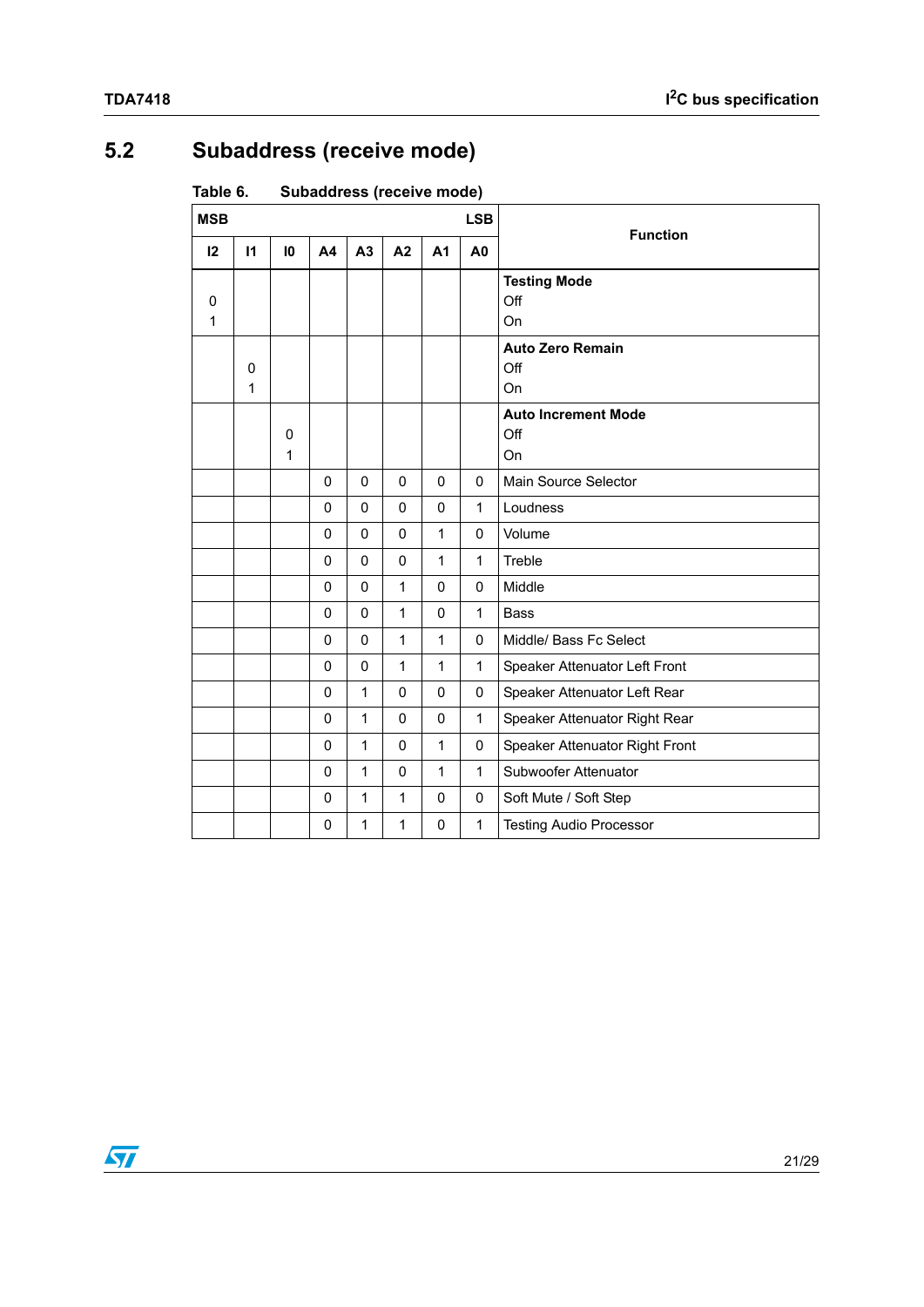## 5.2 Subaddress (receive mode)

Table 6. Subaddress (receive mode)

| MSB | | | | | | | LSB | Function |
|---|---|---|---|---|---|---|---|---|
| I2 | I1 | I0 | A4 | A3 | A2 | A1 | A0 | |
| <br>0<br>1 | | | | | | | | **Testing Mode**<br>Off<br>On |
| | <br>0<br>1 | | | | | | | **Auto Zero Remain**<br>Off<br>On |
| | | <br>0<br>1 | | | | | | **Auto Increment Mode**<br>Off<br>On |
| | | | 0 | 0 | 0 | 0 | 0 | Main Source Selector |
| | | | 0 | 0 | 0 | 0 | 1 | Loudness |
| | | | 0 | 0 | 0 | 1 | 0 | Volume |
| | | | 0 | 0 | 0 | 1 | 1 | Treble |
| | | | 0 | 0 | 1 | 0 | 0 | Middle |
| | | | 0 | 0 | 1 | 0 | 1 | Bass |
| | | | 0 | 0 | 1 | 1 | 0 | Middle/ Bass Fc Select |
| | | | 0 | 0 | 1 | 1 | 1 | Speaker Attenuator Left Front |
| | | | 0 | 1 | 0 | 0 | 0 | Speaker Attenuator Left Rear |
| | | | 0 | 1 | 0 | 0 | 1 | Speaker Attenuator Right Rear |
| | | | 0 | 1 | 0 | 1 | 0 | Speaker Attenuator Right Front |
| | | | 0 | 1 | 0 | 1 | 1 | Subwoofer Attenuator |
| | | | 0 | 1 | 1 | 0 | 0 | Soft Mute / Soft Step |
| | | | 0 | 1 | 1 | 0 | 1 | Testing Audio Processor |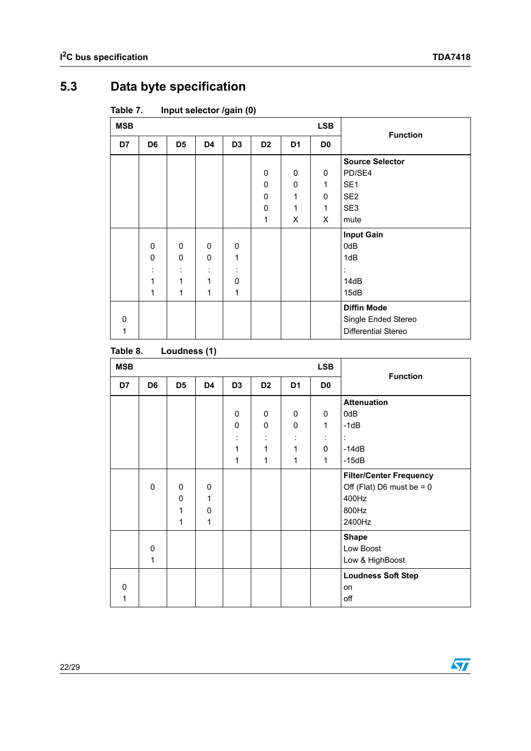## 5.3 Data byte specification

**Table 7. Input selector /gain (0)**

| MSB | | | | | | | LSB | Function |
|---|---|---|---|---|---|---|---|---|
| D7 | D6 | D5 | D4 | D3 | D2 | D1 | D0 | |
| | | | | | | | | **Source Selector** |
| | | | | | 0 | 0 | 0 | PD/SE4 |
| | | | | | 0 | 0 | 1 | SE1 |
| | | | | | 0 | 1 | 0 | SE2 |
| | | | | | 0 | 1 | 1 | SE3 |
| | | | | | 1 | X | X | mute |
| | | | | | | | | **Input Gain** |
| | 0 | 0 | 0 | 0 | | | | 0dB |
| | 0 | 0 | 0 | 1 | | | | 1dB |
| | : | : | : | : | | | | : |
| | 1 | 1 | 1 | 0 | | | | 14dB |
| | 1 | 1 | 1 | 1 | | | | 15dB |
| | | | | | | | | **Diffin Mode** |
| 0 | | | | | | | | Single Ended Stereo |
| 1 | | | | | | | | Differential Stereo |

**Table 8. Loudness (1)**

| MSB | | | | | | | LSB | Function |
|---|---|---|---|---|---|---|---|---|
| D7 | D6 | D5 | D4 | D3 | D2 | D1 | D0 | |
| | | | | | | | | **Attenuation** |
| | | | | 0 | 0 | 0 | 0 | 0dB |
| | | | | 0 | 0 | 0 | 1 | -1dB |
| | | | | : | : | : | : | : |
| | | | | 1 | 1 | 1 | 0 | -14dB |
| | | | | 1 | 1 | 1 | 1 | -15dB |
| | | | | | | | | **Filter/Center Frequency** |
| | 0 | 0 | 0 | | | | | Off (Flat) D6 must be = 0 |
| | | 0 | 1 | | | | | 400Hz |
| | | 1 | 0 | | | | | 800Hz |
| | | 1 | 1 | | | | | 2400Hz |
| | | | | | | | | **Shape** |
| | 0 | | | | | | | Low Boost |
| | 1 | | | | | | | Low & HighBoost |
| | | | | | | | | **Loudness Soft Step** |
| 0 | | | | | | | | on |
| 1 | | | | | | | | off |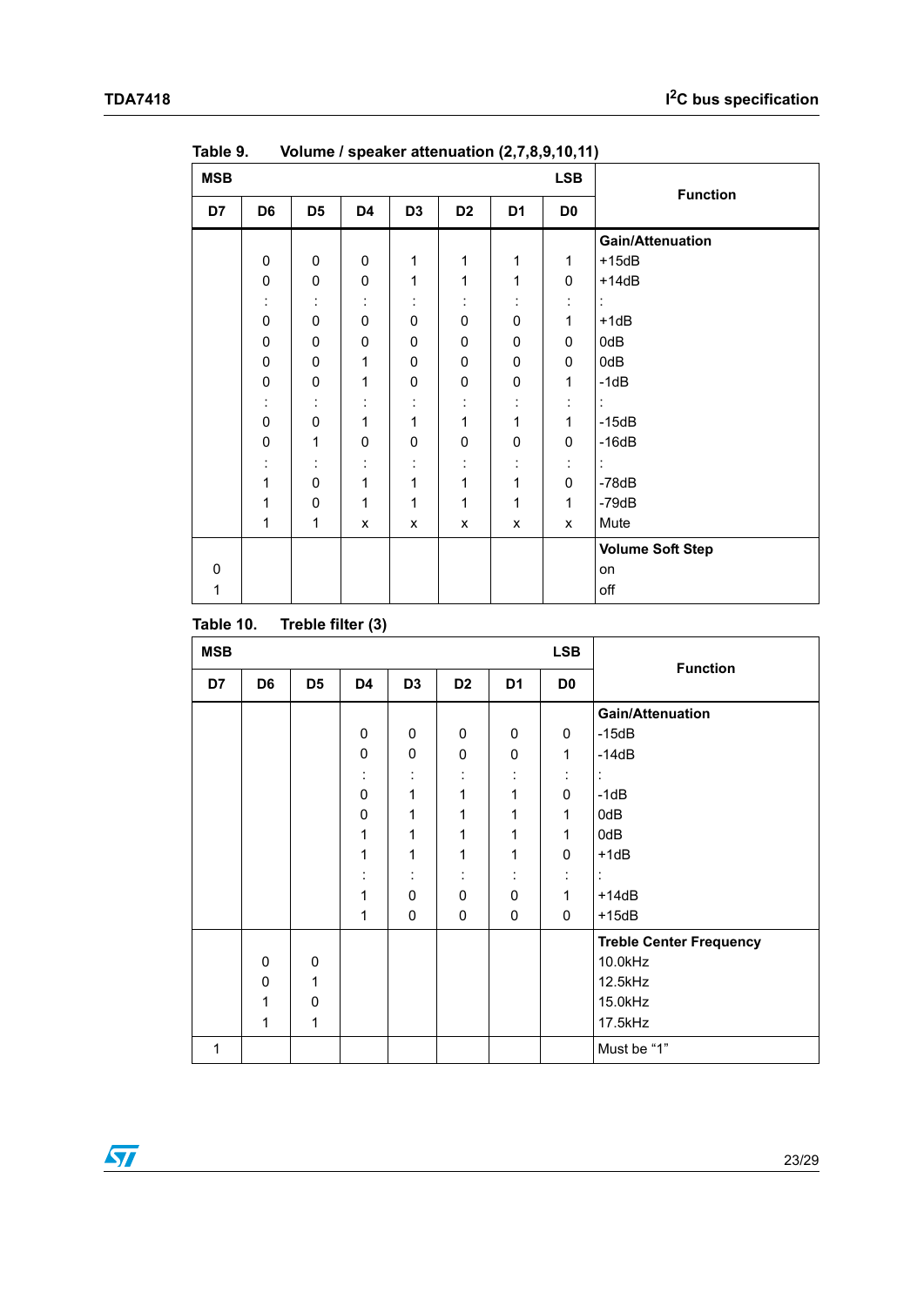Table 9. Volume / speaker attenuation (2,7,8,9,10,11)

| MSB | | | | | | | LSB | Function |
|---|---|---|---|---|---|---|---|---|
| D7 | D6 | D5 | D4 | D3 | D2 | D1 | D0 | |
| | | | | | | | | **Gain/Attenuation** |
| | 0 | 0 | 0 | 1 | 1 | 1 | 1 | +15dB |
| | 0 | 0 | 0 | 1 | 1 | 1 | 0 | +14dB |
| | : | : | : | : | : | : | : | : |
| | 0 | 0 | 0 | 0 | 0 | 0 | 1 | +1dB |
| | 0 | 0 | 0 | 0 | 0 | 0 | 0 | 0dB |
| | 0 | 0 | 1 | 0 | 0 | 0 | 0 | 0dB |
| | 0 | 0 | 1 | 0 | 0 | 0 | 1 | -1dB |
| | : | : | : | : | : | : | : | : |
| | 0 | 0 | 1 | 1 | 1 | 1 | 1 | -15dB |
| | 0 | 1 | 0 | 0 | 0 | 0 | 0 | -16dB |
| | : | : | : | : | : | : | : | : |
| | 1 | 0 | 1 | 1 | 1 | 1 | 0 | -78dB |
| | 1 | 0 | 1 | 1 | 1 | 1 | 1 | -79dB |
| | 1 | 1 | x | x | x | x | x | Mute |
| | | | | | | | | **Volume Soft Step** |
| 0 | | | | | | | | on |
| 1 | | | | | | | | off |

Table 10. Treble filter (3)

| MSB | | | | | | | LSB | Function |
|---|---|---|---|---|---|---|---|---|
| D7 | D6 | D5 | D4 | D3 | D2 | D1 | D0 | |
| | | | | | | | | **Gain/Attenuation** |
| | | | 0 | 0 | 0 | 0 | 0 | -15dB |
| | | | 0 | 0 | 0 | 0 | 1 | -14dB |
| | | | : | : | : | : | : | : |
| | | | 0 | 1 | 1 | 1 | 0 | -1dB |
| | | | 0 | 1 | 1 | 1 | 1 | 0dB |
| | | | 1 | 1 | 1 | 1 | 1 | 0dB |
| | | | 1 | 1 | 1 | 1 | 0 | +1dB |
| | | | : | : | : | : | : | : |
| | | | 1 | 0 | 0 | 0 | 1 | +14dB |
| | | | 1 | 0 | 0 | 0 | 0 | +15dB |
| | | | | | | | | **Treble Center Frequency** |
| | 0 | 0 | | | | | | 10.0kHz |
| | 0 | 1 | | | | | | 12.5kHz |
| | 1 | 0 | | | | | | 15.0kHz |
| | 1 | 1 | | | | | | 17.5kHz |
| 1 | | | | | | | | Must be “1” |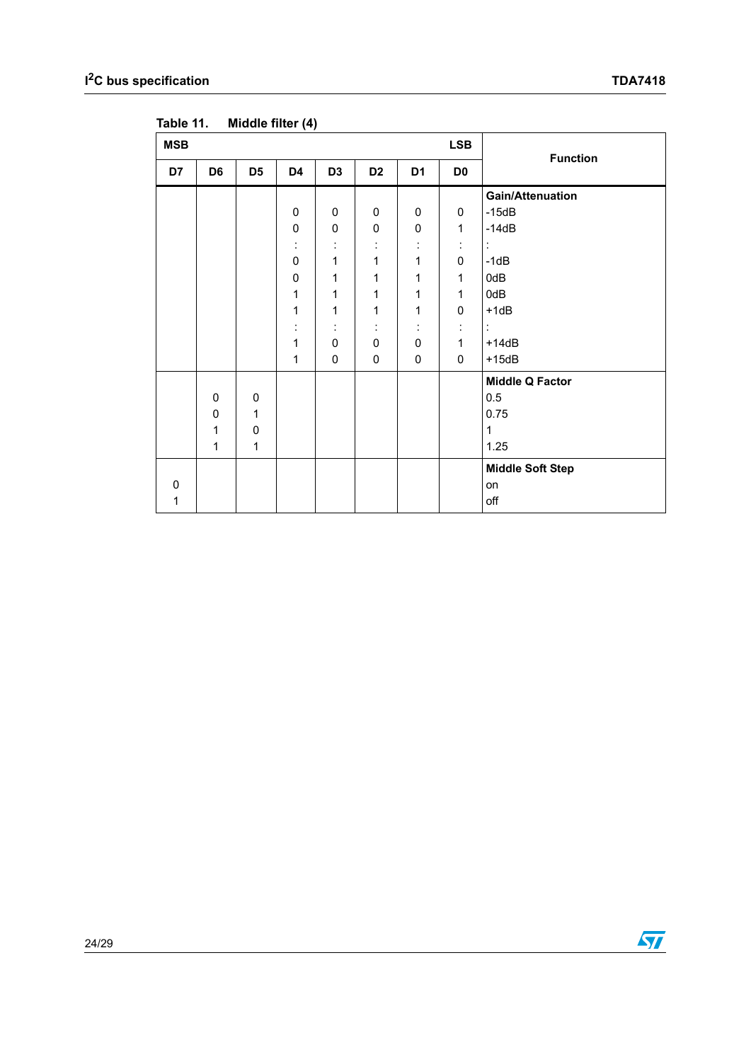Table 11. Middle filter (4)

| MSB | | | | | | | LSB | Function |
|---|---|---|---|---|---|---|---|---|
| D7 | D6 | D5 | D4 | D3 | D2 | D1 | D0 | |
| | | | | | | | | **Gain/Attenuation** |
| | | | 0 | 0 | 0 | 0 | 0 | -15dB |
| | | | 0 | 0 | 0 | 0 | 1 | -14dB |
| | | | : | : | : | : | : | : |
| | | | 0 | 1 | 1 | 1 | 0 | -1dB |
| | | | 0 | 1 | 1 | 1 | 1 | 0dB |
| | | | 1 | 1 | 1 | 1 | 1 | 0dB |
| | | | 1 | 1 | 1 | 1 | 0 | +1dB |
| | | | : | : | : | : | : | : |
| | | | 1 | 0 | 0 | 0 | 1 | +14dB |
| | | | 1 | 0 | 0 | 0 | 0 | +15dB |
| | | | | | | | | **Middle Q Factor** |
| | 0 | 0 | | | | | | 0.5 |
| | 0 | 1 | | | | | | 0.75 |
| | 1 | 0 | | | | | | 1 |
| | 1 | 1 | | | | | | 1.25 |
| | | | | | | | | **Middle Soft Step** |
| 0 | | | | | | | | on |
| 1 | | | | | | | | off |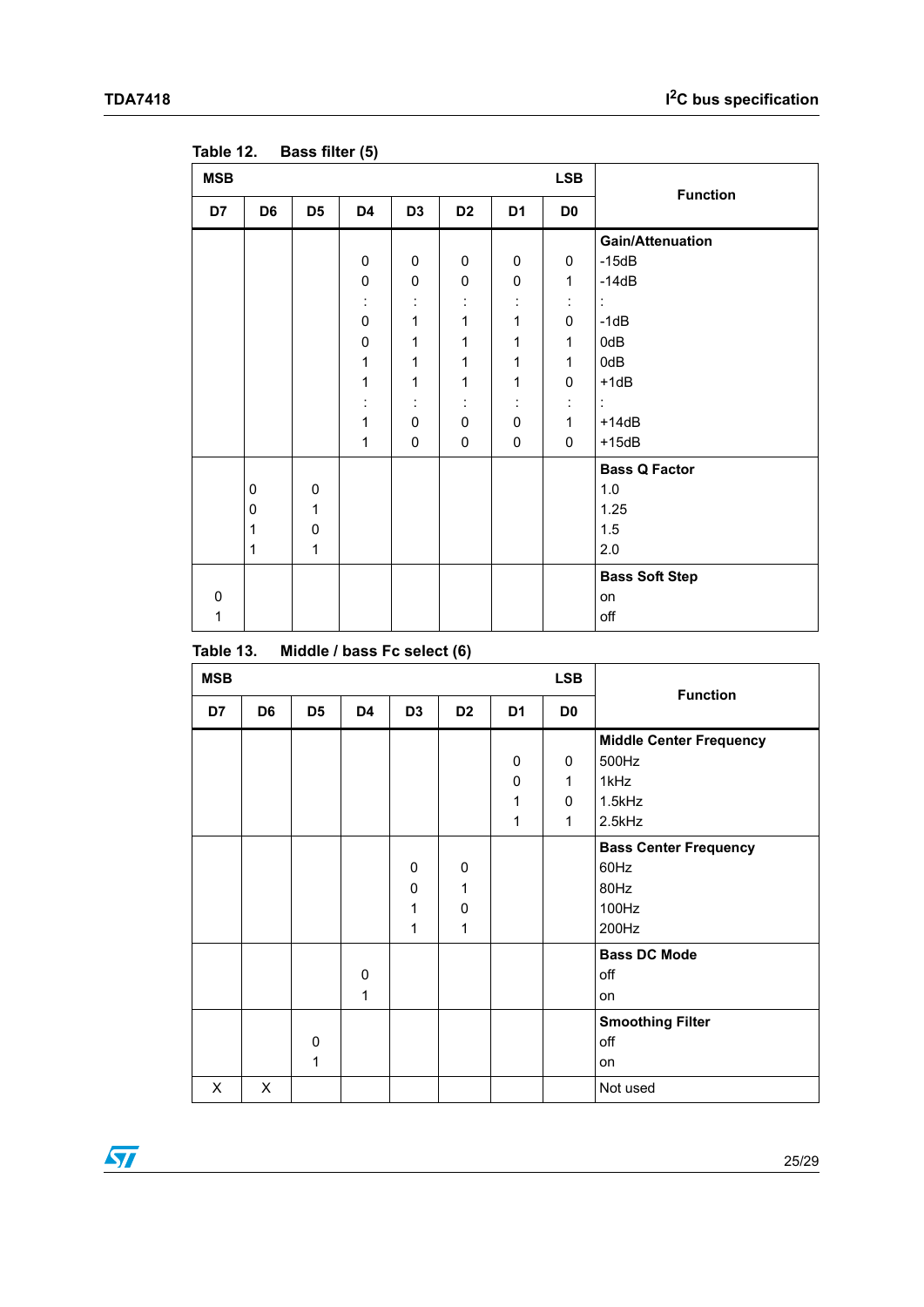Table 12. Bass filter (5)

| MSB | | | | | | | LSB | Function |
|---|---|---|---|---|---|---|---|---|
| D7 | D6 | D5 | D4 | D3 | D2 | D1 | D0 | |
| | | | | | | | | **Gain/Attenuation** |
| | | | 0 | 0 | 0 | 0 | 0 | -15dB |
| | | | 0 | 0 | 0 | 0 | 1 | -14dB |
| | | | : | : | : | : | : | : |
| | | | 0 | 1 | 1 | 1 | 0 | -1dB |
| | | | 0 | 1 | 1 | 1 | 1 | 0dB |
| | | | 1 | 1 | 1 | 1 | 1 | 0dB |
| | | | 1 | 1 | 1 | 1 | 0 | +1dB |
| | | | : | : | : | : | : | : |
| | | | 1 | 0 | 0 | 0 | 1 | +14dB |
| | | | 1 | 0 | 0 | 0 | 0 | +15dB |
| | | | | | | | | **Bass Q Factor** |
| | 0 | 0 | | | | | | 1.0 |
| | 0 | 1 | | | | | | 1.25 |
| | 1 | 0 | | | | | | 1.5 |
| | 1 | 1 | | | | | | 2.0 |
| | | | | | | | | **Bass Soft Step** |
| 0 | | | | | | | | on |
| 1 | | | | | | | | off |

Table 13. Middle / bass Fc select (6)

| MSB | | | | | | | LSB | Function |
|---|---|---|---|---|---|---|---|---|
| D7 | D6 | D5 | D4 | D3 | D2 | D1 | D0 | |
| | | | | | | | | **Middle Center Frequency** |
| | | | | | | 0 | 0 | 500Hz |
| | | | | | | 0 | 1 | 1kHz |
| | | | | | | 1 | 0 | 1.5kHz |
| | | | | | | 1 | 1 | 2.5kHz |
| | | | | | | | | **Bass Center Frequency** |
| | | | | 0 | 0 | | | 60Hz |
| | | | | 0 | 1 | | | 80Hz |
| | | | | 1 | 0 | | | 100Hz |
| | | | | 1 | 1 | | | 200Hz |
| | | | | | | | | **Bass DC Mode** |
| | | | 0 | | | | | off |
| | | | 1 | | | | | on |
| | | | | | | | | **Smoothing Filter** |
| | | 0 | | | | | | off |
| | | 1 | | | | | | on |
| X | X | | | | | | | Not used |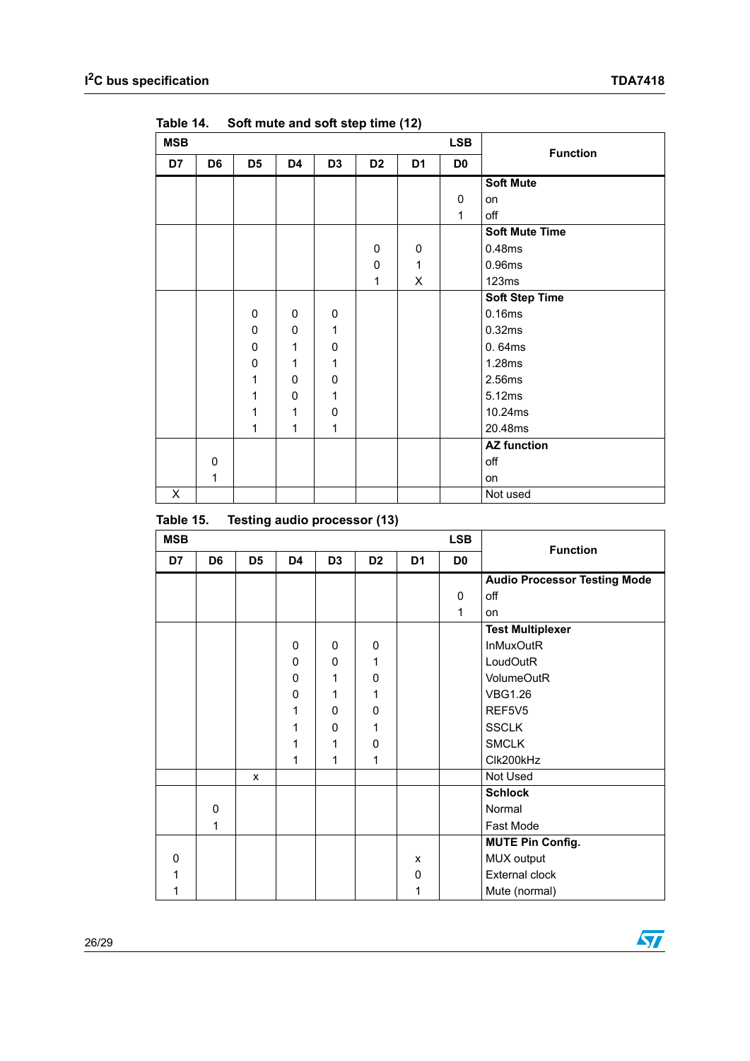Table 14. Soft mute and soft step time (12)

| MSB | | | | | | | LSB | Function |
|---|---|---|---|---|---|---|---|---|
| D7 | D6 | D5 | D4 | D3 | D2 | D1 | D0 | |
| | | | | | | | | **Soft Mute** |
| | | | | | | | 0 | on |
| | | | | | | | 1 | off |
| | | | | | | | | **Soft Mute Time** |
| | | | | | 0 | 0 | | 0.48ms |
| | | | | | 0 | 1 | | 0.96ms |
| | | | | | 1 | X | | 123ms |
| | | | | | | | | **Soft Step Time** |
| | | 0 | 0 | 0 | | | | 0.16ms |
| | | 0 | 0 | 1 | | | | 0.32ms |
| | | 0 | 1 | 0 | | | | 0. 64ms |
| | | 0 | 1 | 1 | | | | 1.28ms |
| | | 1 | 0 | 0 | | | | 2.56ms |
| | | 1 | 0 | 1 | | | | 5.12ms |
| | | 1 | 1 | 0 | | | | 10.24ms |
| | | 1 | 1 | 1 | | | | 20.48ms |
| | | | | | | | | **AZ function** |
| | 0 | | | | | | | off |
| | 1 | | | | | | | on |
| X | | | | | | | | Not used |

Table 15. Testing audio processor (13)

| MSB | | | | | | | LSB | Function |
|---|---|---|---|---|---|---|---|---|
| D7 | D6 | D5 | D4 | D3 | D2 | D1 | D0 | |
| | | | | | | | | **Audio Processor Testing Mode** |
| | | | | | | | 0 | off |
| | | | | | | | 1 | on |
| | | | | | | | | **Test Multiplexer** |
| | | | 0 | 0 | 0 | | | InMuxOutR |
| | | | 0 | 0 | 1 | | | LoudOutR |
| | | | 0 | 1 | 0 | | | VolumeOutR |
| | | | 0 | 1 | 1 | | | VBG1.26 |
| | | | 1 | 0 | 0 | | | REF5V5 |
| | | | 1 | 0 | 1 | | | SSCLK |
| | | | 1 | 1 | 0 | | | SMCLK |
| | | | 1 | 1 | 1 | | | Clk200kHz |
| | | x | | | | | | Not Used |
| | | | | | | | | **Schlock** |
| | 0 | | | | | | | Normal |
| | 1 | | | | | | | Fast Mode |
| | | | | | | | | **MUTE Pin Config.** |
| 0 | | | | | | x | | MUX output |
| 1 | | | | | | 0 | | External clock |
| 1 | | | | | | 1 | | Mute (normal) |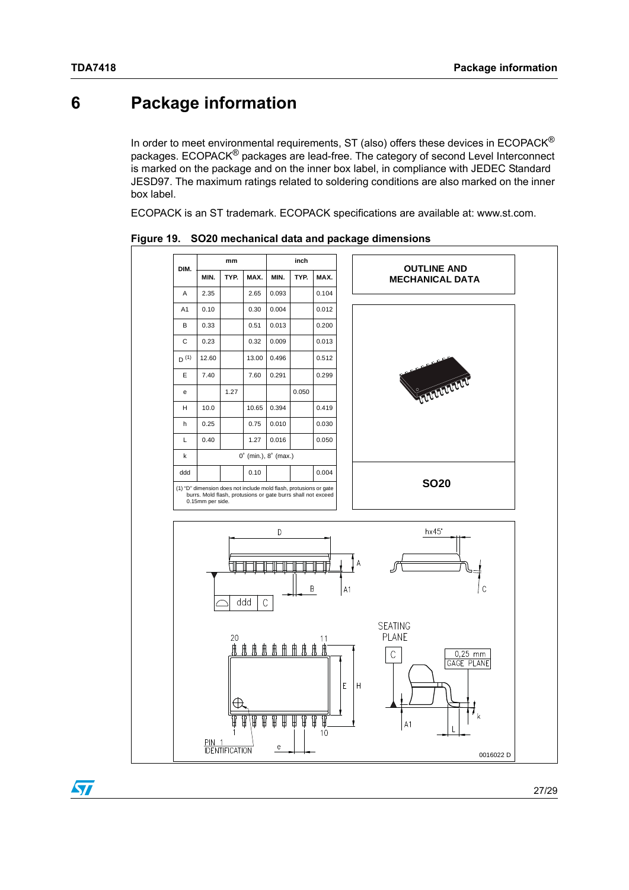# 6 Package information

In order to meet environmental requirements, ST (also) offers these devices in ECOPACK® packages. ECOPACK® packages are lead-free. The category of second Level Interconnect is marked on the package and on the inner box label, in compliance with JEDEC Standard JESD97. The maximum ratings related to soldering conditions are also marked on the inner box label.

ECOPACK is an ST trademark. ECOPACK specifications are available at: www.st.com.

**Figure 19. SO20 mechanical data and package dimensions**

| DIM. | mm | | | inch | | |
|---|---|---|---|---|---|---|
| | MIN. | TYP. | MAX. | MIN. | TYP. | MAX. |
| A | 2.35 | | 2.65 | 0.093 | | 0.104 |
| A1 | 0.10 | | 0.30 | 0.004 | | 0.012 |
| B | 0.33 | | 0.51 | 0.013 | | 0.200 |
| C | 0.23 | | 0.32 | 0.009 | | 0.013 |
| D (1) | 12.60 | | 13.00 | 0.496 | | 0.512 |
| E | 7.40 | | 7.60 | 0.291 | | 0.299 |
| e | | 1.27 | | | 0.050 | |
| H | 10.0 | | 10.65 | 0.394 | | 0.419 |
| h | 0.25 | | 0.75 | 0.010 | | 0.030 |
| L | 0.40 | | 1.27 | 0.016 | | 0.050 |
| k | 0° (min.), 8° (max.) | | | | | |
| ddd | | | 0.10 | | | 0.004 |

(1) "D" dimension does not include mold flash, protusions or gate burrs. Mold flash, protusions or gate burrs shall not exceed 0.15mm per side.

OUTLINE AND MECHANICAL DATA

SO20

0016022 D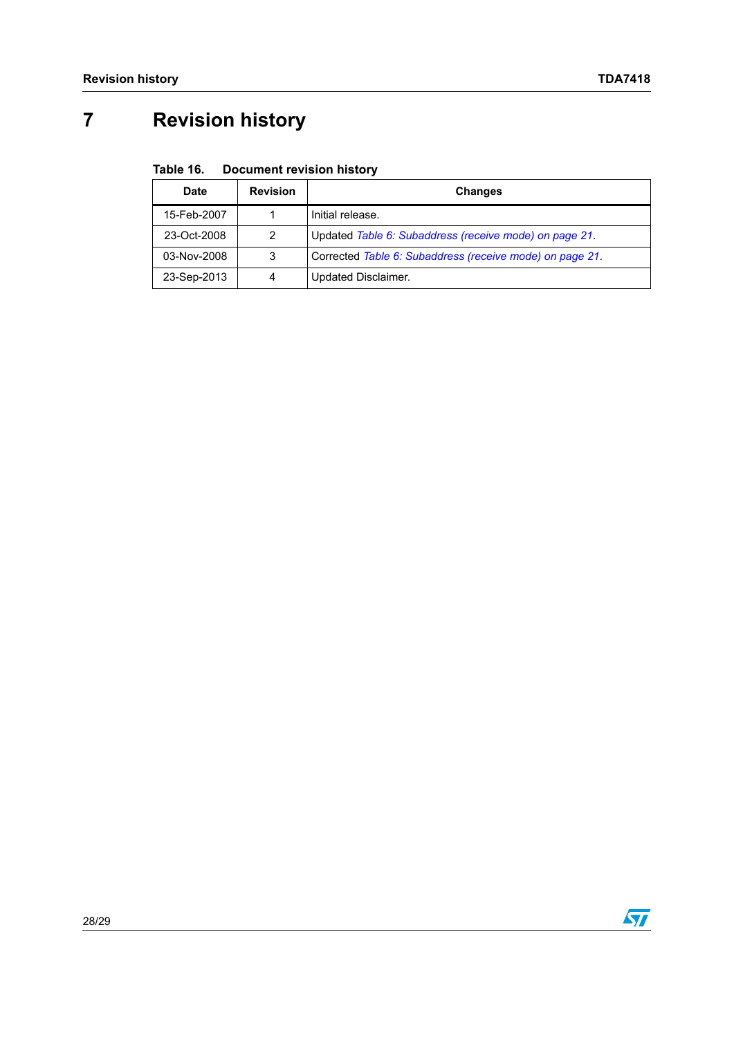# 7 Revision history

**Table 16. Document revision history**

| Date | Revision | Changes |
|---|---|---|
| 15-Feb-2007 | 1 | Initial release. |
| 23-Oct-2008 | 2 | Updated *Table 6: Subaddress (receive mode) on page 21*. |
| 03-Nov-2008 | 3 | Corrected *Table 6: Subaddress (receive mode) on page 21*. |
| 23-Sep-2013 | 4 | Updated Disclaimer. |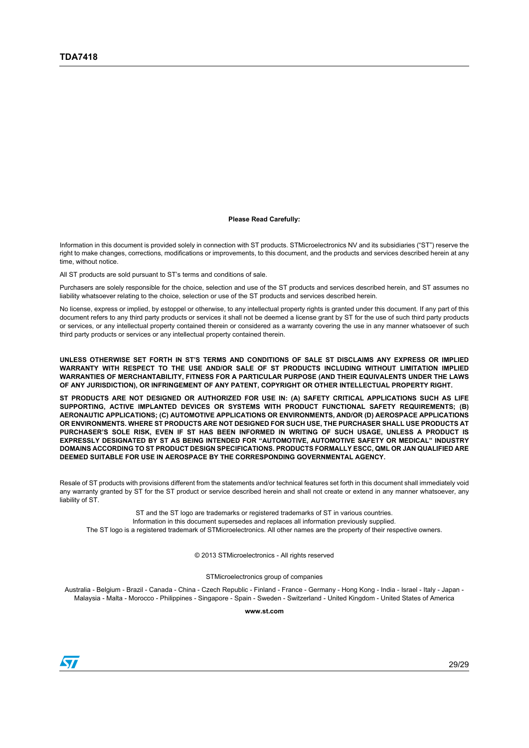**Please Read Carefully:**

Information in this document is provided solely in connection with ST products. STMicroelectronics NV and its subsidiaries (“ST”) reserve the right to make changes, corrections, modifications or improvements, to this document, and the products and services described herein at any time, without notice.

All ST products are sold pursuant to ST’s terms and conditions of sale.

Purchasers are solely responsible for the choice, selection and use of the ST products and services described herein, and ST assumes no liability whatsoever relating to the choice, selection or use of the ST products and services described herein.

No license, express or implied, by estoppel or otherwise, to any intellectual property rights is granted under this document. If any part of this document refers to any third party products or services it shall not be deemed a license grant by ST for the use of such third party products or services, or any intellectual property contained therein or considered as a warranty covering the use in any manner whatsoever of such third party products or services or any intellectual property contained therein.

**UNLESS OTHERWISE SET FORTH IN ST’S TERMS AND CONDITIONS OF SALE ST DISCLAIMS ANY EXPRESS OR IMPLIED WARRANTY WITH RESPECT TO THE USE AND/OR SALE OF ST PRODUCTS INCLUDING WITHOUT LIMITATION IMPLIED WARRANTIES OF MERCHANTABILITY, FITNESS FOR A PARTICULAR PURPOSE (AND THEIR EQUIVALENTS UNDER THE LAWS OF ANY JURISDICTION), OR INFRINGEMENT OF ANY PATENT, COPYRIGHT OR OTHER INTELLECTUAL PROPERTY RIGHT.**

**ST PRODUCTS ARE NOT DESIGNED OR AUTHORIZED FOR USE IN: (A) SAFETY CRITICAL APPLICATIONS SUCH AS LIFE SUPPORTING, ACTIVE IMPLANTED DEVICES OR SYSTEMS WITH PRODUCT FUNCTIONAL SAFETY REQUIREMENTS; (B) AERONAUTIC APPLICATIONS; (C) AUTOMOTIVE APPLICATIONS OR ENVIRONMENTS, AND/OR (D) AEROSPACE APPLICATIONS OR ENVIRONMENTS. WHERE ST PRODUCTS ARE NOT DESIGNED FOR SUCH USE, THE PURCHASER SHALL USE PRODUCTS AT PURCHASER’S SOLE RISK, EVEN IF ST HAS BEEN INFORMED IN WRITING OF SUCH USAGE, UNLESS A PRODUCT IS EXPRESSLY DESIGNATED BY ST AS BEING INTENDED FOR “AUTOMOTIVE, AUTOMOTIVE SAFETY OR MEDICAL” INDUSTRY DOMAINS ACCORDING TO ST PRODUCT DESIGN SPECIFICATIONS. PRODUCTS FORMALLY ESCC, QML OR JAN QUALIFIED ARE DEEMED SUITABLE FOR USE IN AEROSPACE BY THE CORRESPONDING GOVERNMENTAL AGENCY.**

Resale of ST products with provisions different from the statements and/or technical features set forth in this document shall immediately void any warranty granted by ST for the ST product or service described herein and shall not create or extend in any manner whatsoever, any liability of ST.

ST and the ST logo are trademarks or registered trademarks of ST in various countries.
Information in this document supersedes and replaces all information previously supplied.
The ST logo is a registered trademark of STMicroelectronics. All other names are the property of their respective owners.

© 2013 STMicroelectronics - All rights reserved

STMicroelectronics group of companies

Australia - Belgium - Brazil - Canada - China - Czech Republic - Finland - France - Germany - Hong Kong - India - Israel - Italy - Japan - Malaysia - Malta - Morocco - Philippines - Singapore - Spain - Sweden - Switzerland - United Kingdom - United States of America

**www.st.com**